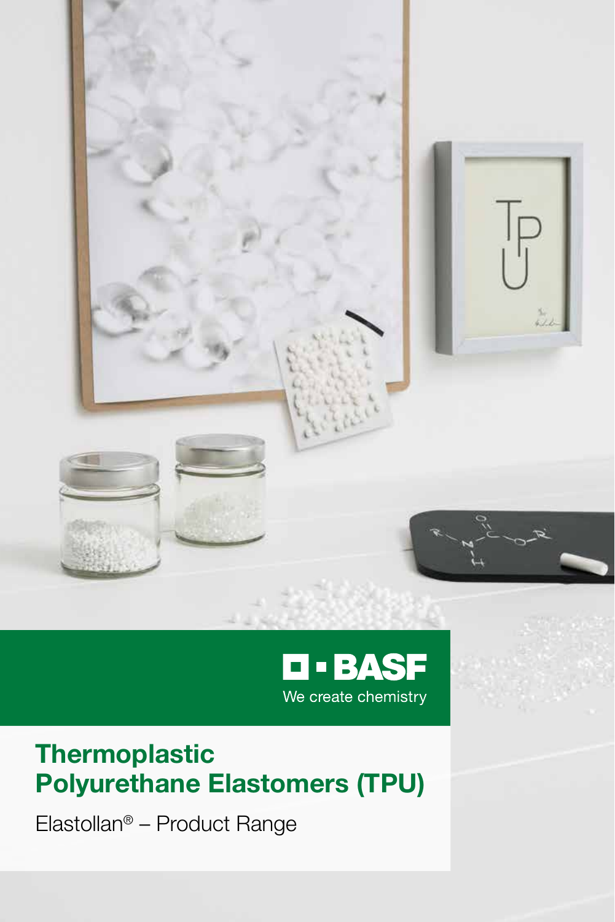BASF

We create chemistry

# Thermoplastic Polyurethane Elastomers (TPU)

Elastollan® – Product Range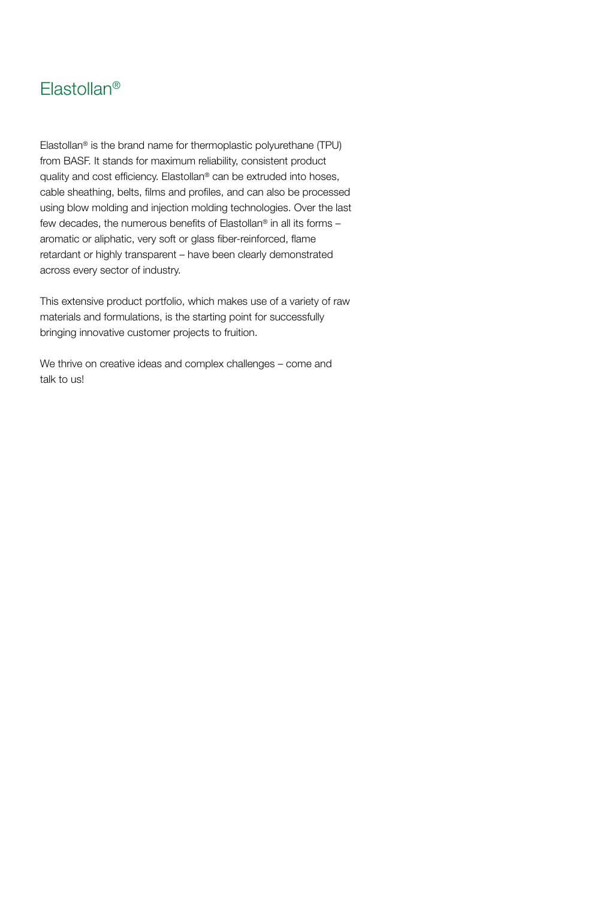# Elastollan®

Elastollan® is the brand name for thermoplastic polyurethane (TPU) from BASF. It stands for maximum reliability, consistent product quality and cost efficiency. Elastollan® can be extruded into hoses, cable sheathing, belts, films and profiles, and can also be processed using blow molding and injection molding technologies. Over the last few decades, the numerous benefits of Elastollan® in all its forms – aromatic or aliphatic, very soft or glass fiber-reinforced, flame retardant or highly transparent – have been clearly demonstrated across every sector of industry.

This extensive product portfolio, which makes use of a variety of raw materials and formulations, is the starting point for successfully bringing innovative customer projects to fruition.

We thrive on creative ideas and complex challenges – come and talk to us!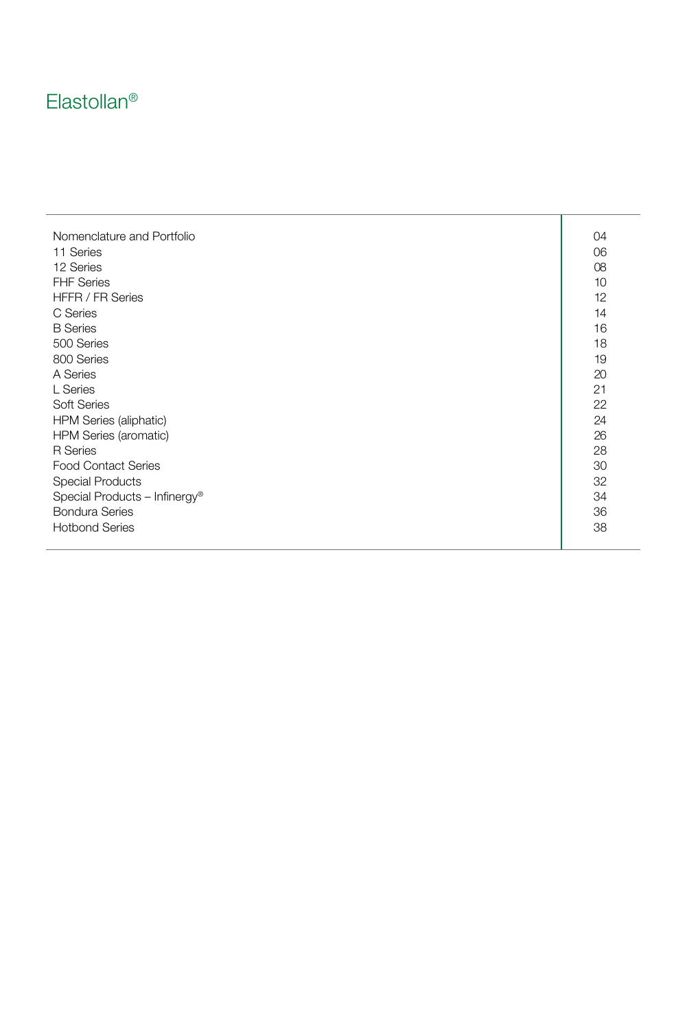# Elastollan®

| | |
|---|---|
| Nomenclature and Portfolio | 04 |
| 11 Series | 06 |
| 12 Series | 08 |
| FHF Series | 10 |
| HFFR / FR Series | 12 |
| C Series | 14 |
| B Series | 16 |
| 500 Series | 18 |
| 800 Series | 19 |
| A Series | 20 |
| L Series | 21 |
| Soft Series | 22 |
| HPM Series (aliphatic) | 24 |
| HPM Series (aromatic) | 26 |
| R Series | 28 |
| Food Contact Series | 30 |
| Special Products | 32 |
| Special Products – Infinergy® | 34 |
| Bondura Series | 36 |
| Hotbond Series | 38 |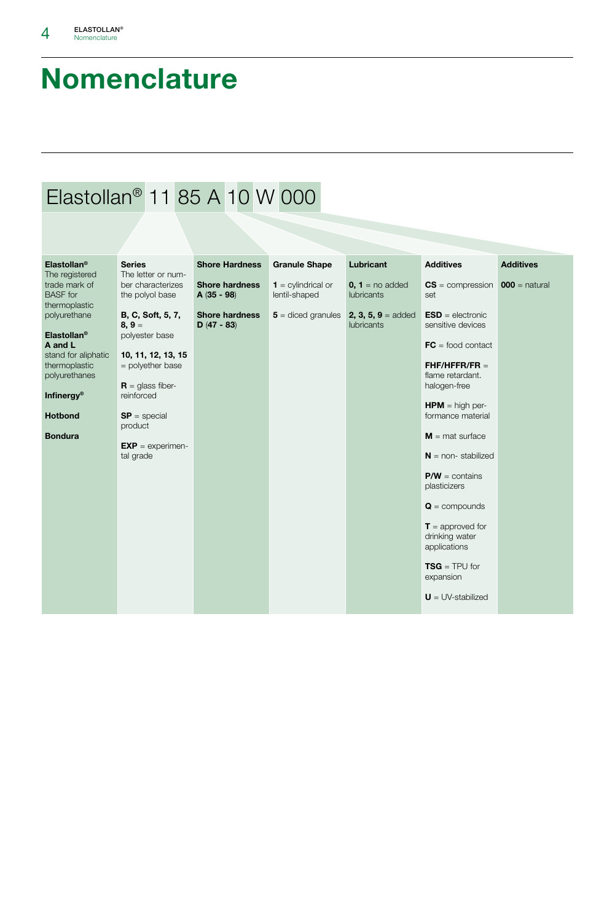# Nomenclature

Elastollan® 11 85 A 10 W 000

| Elastollan® | Series | Shore Hardness | Granule Shape | Lubricant | Additives | Additives |
|---|---|---|---|---|---|---|
| **Elastollan®** The registered trade mark of BASF for thermoplastic polyurethane<br><br>**Elastollan® A and L** stand for aliphatic thermoplastic polyurethanes<br><br>**Infinergy®**<br><br>**Hotbond**<br><br>**Bondura** | The letter or number characterizes the polyol base<br><br>**B, C, Soft, 5, 7, 8, 9** = polyester base<br><br>**10, 11, 12, 13, 15** = polyether base<br><br>**R** = glass fiber-reinforced<br><br>**SP** = special product<br><br>**EXP** = experimental grade | **Shore hardness A** (**35 - 98**)<br><br>**Shore hardness D** (**47 - 83**) | **1** = cylindrical or lentil-shaped<br><br>**5** = diced granules | **0, 1** = no added lubricants<br><br>**2, 3, 5, 9** = added lubricants | **CS** = compression set<br><br>**ESD** = electronic sensitive devices<br><br>**FC** = food contact<br><br>**FHF/HFFR/FR** = flame retardant. halogen-free<br><br>**HPM** = high performance material<br><br>**M** = mat surface<br><br>**N** = non- stabilized<br><br>**P/W** = contains plasticizers<br><br>**Q** = compounds<br><br>**T** = approved for drinking water applications<br><br>**TSG** = TPU for expansion<br><br>**U** = UV-stabilized | **000** = natural |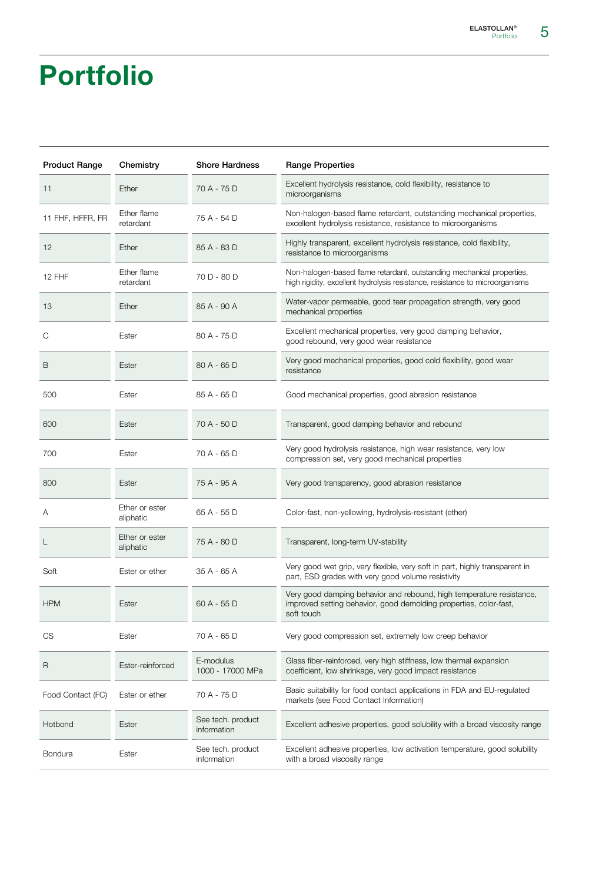# Portfolio

| Product Range | Chemistry | Shore Hardness | Range Properties |
|---|---|---|---|
| 11 | Ether | 70 A - 75 D | Excellent hydrolysis resistance, cold flexibility, resistance to microorganisms |
| 11 FHF, HFFR, FR | Ether flame retardant | 75 A - 54 D | Non-halogen-based flame retardant, outstanding mechanical properties, excellent hydrolysis resistance, resistance to microorganisms |
| 12 | Ether | 85 A - 83 D | Highly transparent, excellent hydrolysis resistance, cold flexibility, resistance to microorganisms |
| 12 FHF | Ether flame retardant | 70 D - 80 D | Non-halogen-based flame retardant, outstanding mechanical properties, high rigidity, excellent hydrolysis resistance, resistance to microorganisms |
| 13 | Ether | 85 A - 90 A | Water-vapor permeable, good tear propagation strength, very good mechanical properties |
| C | Ester | 80 A - 75 D | Excellent mechanical properties, very good damping behavior, good rebound, very good wear resistance |
| B | Ester | 80 A - 65 D | Very good mechanical properties, good cold flexibility, good wear resistance |
| 500 | Ester | 85 A - 65 D | Good mechanical properties, good abrasion resistance |
| 600 | Ester | 70 A - 50 D | Transparent, good damping behavior and rebound |
| 700 | Ester | 70 A - 65 D | Very good hydrolysis resistance, high wear resistance, very low compression set, very good mechanical properties |
| 800 | Ester | 75 A - 95 A | Very good transparency, good abrasion resistance |
| A | Ether or ester aliphatic | 65 A - 55 D | Color-fast, non-yellowing, hydrolysis-resistant (ether) |
| L | Ether or ester aliphatic | 75 A - 80 D | Transparent, long-term UV-stability |
| Soft | Ester or ether | 35 A - 65 A | Very good wet grip, very flexible, very soft in part, highly transparent in part, ESD grades with very good volume resistivity |
| HPM | Ester | 60 A - 55 D | Very good damping behavior and rebound, high temperature resistance, improved setting behavior, good demolding properties, color-fast, soft touch |
| CS | Ester | 70 A - 65 D | Very good compression set, extremely low creep behavior |
| R | Ester-reinforced | E-modulus 1000 - 17000 MPa | Glass fiber-reinforced, very high stiffness, low thermal expansion coefficient, low shrinkage, very good impact resistance |
| Food Contact (FC) | Ester or ether | 70 A - 75 D | Basic suitability for food contact applications in FDA and EU-regulated markets (see Food Contact Information) |
| Hotbond | Ester | See tech. product information | Excellent adhesive properties, good solubility with a broad viscosity range |
| Bondura | Ester | See tech. product information | Excellent adhesive properties, low activation temperature, good solubility with a broad viscosity range |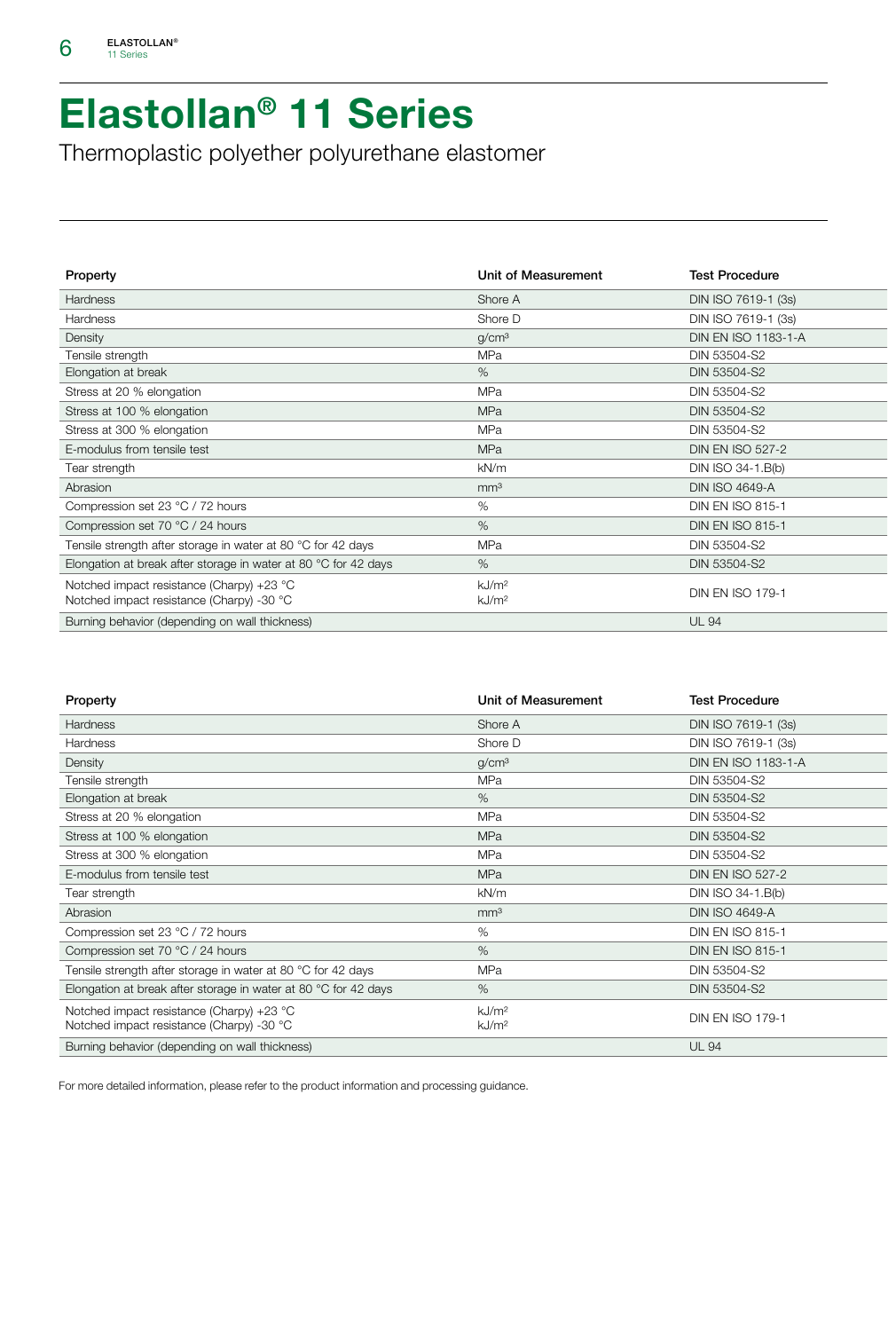# Elastollan® 11 Series

Thermoplastic polyether polyurethane elastomer

| Property | Unit of Measurement | Test Procedure |
|---|---|---|
| Hardness | Shore A | DIN ISO 7619-1 (3s) |
| Hardness | Shore D | DIN ISO 7619-1 (3s) |
| Density | g/cm³ | DIN EN ISO 1183-1-A |
| Tensile strength | MPa | DIN 53504-S2 |
| Elongation at break | % | DIN 53504-S2 |
| Stress at 20 % elongation | MPa | DIN 53504-S2 |
| Stress at 100 % elongation | MPa | DIN 53504-S2 |
| Stress at 300 % elongation | MPa | DIN 53504-S2 |
| E-modulus from tensile test | MPa | DIN EN ISO 527-2 |
| Tear strength | kN/m | DIN ISO 34-1.B(b) |
| Abrasion | mm³ | DIN ISO 4649-A |
| Compression set 23 °C / 72 hours | % | DIN EN ISO 815-1 |
| Compression set 70 °C / 24 hours | % | DIN EN ISO 815-1 |
| Tensile strength after storage in water at 80 °C for 42 days | MPa | DIN 53504-S2 |
| Elongation at break after storage in water at 80 °C for 42 days | % | DIN 53504-S2 |
| Notched impact resistance (Charpy) +23 °C<br>Notched impact resistance (Charpy) -30 °C | kJ/m²<br>kJ/m² | DIN EN ISO 179-1 |
| Burning behavior (depending on wall thickness) | | UL 94 |

| Property | Unit of Measurement | Test Procedure |
|---|---|---|
| Hardness | Shore A | DIN ISO 7619-1 (3s) |
| Hardness | Shore D | DIN ISO 7619-1 (3s) |
| Density | g/cm³ | DIN EN ISO 1183-1-A |
| Tensile strength | MPa | DIN 53504-S2 |
| Elongation at break | % | DIN 53504-S2 |
| Stress at 20 % elongation | MPa | DIN 53504-S2 |
| Stress at 100 % elongation | MPa | DIN 53504-S2 |
| Stress at 300 % elongation | MPa | DIN 53504-S2 |
| E-modulus from tensile test | MPa | DIN EN ISO 527-2 |
| Tear strength | kN/m | DIN ISO 34-1.B(b) |
| Abrasion | mm³ | DIN ISO 4649-A |
| Compression set 23 °C / 72 hours | % | DIN EN ISO 815-1 |
| Compression set 70 °C / 24 hours | % | DIN EN ISO 815-1 |
| Tensile strength after storage in water at 80 °C for 42 days | MPa | DIN 53504-S2 |
| Elongation at break after storage in water at 80 °C for 42 days | % | DIN 53504-S2 |
| Notched impact resistance (Charpy) +23 °C<br>Notched impact resistance (Charpy) -30 °C | kJ/m²<br>kJ/m² | DIN EN ISO 179-1 |
| Burning behavior (depending on wall thickness) | | UL 94 |

For more detailed information, please refer to the product information and processing guidance.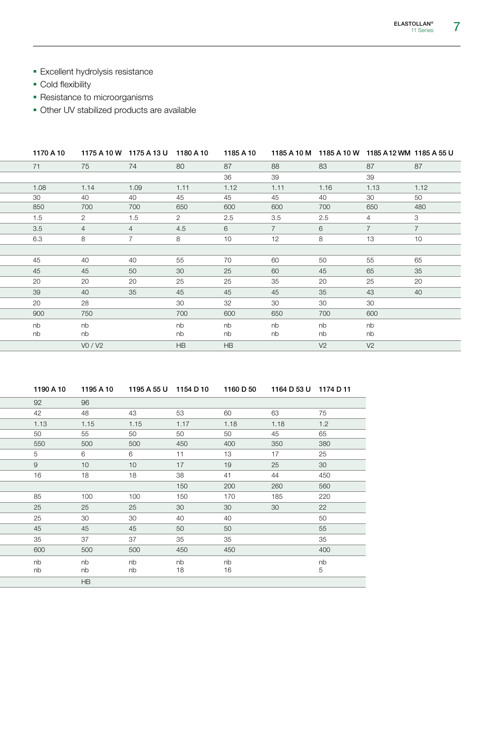- Excellent hydrolysis resistance
- Cold flexibility
- Resistance to microorganisms
- Other UV stabilized products are available

| 1170 A 10 | 1175 A 10 W | 1175 A 13 U | 1180 A 10 | 1185 A 10 | 1185 A 10 M | 1185 A 10 W | 1185 A 12 WM | 1185 A 55 U |
|---|---|---|---|---|---|---|---|---|
| 71 | 75 | 74 | 80 | 87 | 88 | 83 | 87 | 87 |
| | | | | 36 | 39 | | 39 | |
| 1.08 | 1.14 | 1.09 | 1.11 | 1.12 | 1.11 | 1.16 | 1.13 | 1.12 |
| 30 | 40 | 40 | 45 | 45 | 45 | 40 | 30 | 50 |
| 850 | 700 | 700 | 650 | 600 | 600 | 700 | 650 | 480 |
| 1.5 | 2 | 1.5 | 2 | 2.5 | 3.5 | 2.5 | 4 | 3 |
| 3.5 | 4 | 4 | 4.5 | 6 | 7 | 6 | 7 | 7 |
| 6.3 | 8 | 7 | 8 | 10 | 12 | 8 | 13 | 10 |
| | | | | | | | | |
| 45 | 40 | 40 | 55 | 70 | 60 | 50 | 55 | 65 |
| 45 | 45 | 50 | 30 | 25 | 60 | 45 | 65 | 35 |
| 20 | 20 | 20 | 25 | 25 | 35 | 20 | 25 | 20 |
| 39 | 40 | 35 | 45 | 45 | 45 | 35 | 43 | 40 |
| 20 | 28 | | 30 | 32 | 30 | 30 | 30 | |
| 900 | 750 | | 700 | 600 | 650 | 700 | 600 | |
| nb<br>nb | nb<br>nb | | nb<br>nb | nb<br>nb | nb<br>nb | nb<br>nb | nb<br>nb | |
| | V0 / V2 | | HB | HB | | V2 | V2 | |

| 1190 A 10 | 1195 A 10 | 1195 A 55 U | 1154 D 10 | 1160 D 50 | 1164 D 53 U | 1174 D 11 |
|---|---|---|---|---|---|---|
| 92 | 96 | | | | | |
| 42 | 48 | 43 | 53 | 60 | 63 | 75 |
| 1.13 | 1.15 | 1.15 | 1.17 | 1.18 | 1.18 | 1.2 |
| 50 | 55 | 50 | 50 | 50 | 45 | 65 |
| 550 | 500 | 500 | 450 | 400 | 350 | 380 |
| 5 | 6 | 6 | 11 | 13 | 17 | 25 |
| 9 | 10 | 10 | 17 | 19 | 25 | 30 |
| 16 | 18 | 18 | 38 | 41 | 44 | 450 |
| | | | 150 | 200 | 260 | 560 |
| 85 | 100 | 100 | 150 | 170 | 185 | 220 |
| 25 | 25 | 25 | 30 | 30 | 30 | 22 |
| 25 | 30 | 30 | 40 | 40 | | 50 |
| 45 | 45 | 45 | 50 | 50 | | 55 |
| 35 | 37 | 37 | 35 | 35 | | 35 |
| 600 | 500 | 500 | 450 | 450 | | 400 |
| nb<br>nb | nb<br>nb | nb<br>nb | nb<br>18 | nb<br>16 | | nb<br>5 |
| | HB | | | | | |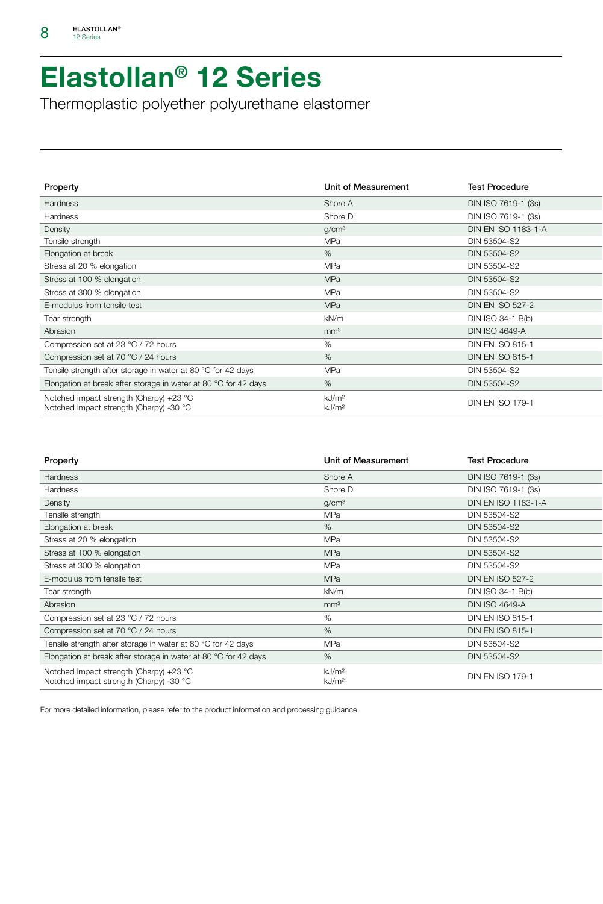# Elastollan® 12 Series

Thermoplastic polyether polyurethane elastomer

| Property | Unit of Measurement | Test Procedure |
|---|---|---|
| Hardness | Shore A | DIN ISO 7619-1 (3s) |
| Hardness | Shore D | DIN ISO 7619-1 (3s) |
| Density | g/cm³ | DIN EN ISO 1183-1-A |
| Tensile strength | MPa | DIN 53504-S2 |
| Elongation at break | % | DIN 53504-S2 |
| Stress at 20 % elongation | MPa | DIN 53504-S2 |
| Stress at 100 % elongation | MPa | DIN 53504-S2 |
| Stress at 300 % elongation | MPa | DIN 53504-S2 |
| E-modulus from tensile test | MPa | DIN EN ISO 527-2 |
| Tear strength | kN/m | DIN ISO 34-1.B(b) |
| Abrasion | mm³ | DIN ISO 4649-A |
| Compression set at 23 °C / 72 hours | % | DIN EN ISO 815-1 |
| Compression set at 70 °C / 24 hours | % | DIN EN ISO 815-1 |
| Tensile strength after storage in water at 80 °C for 42 days | MPa | DIN 53504-S2 |
| Elongation at break after storage in water at 80 °C for 42 days | % | DIN 53504-S2 |
| Notched impact strength (Charpy) +23 °C<br>Notched impact strength (Charpy) -30 °C | kJ/m²<br>kJ/m² | DIN EN ISO 179-1 |

| Property | Unit of Measurement | Test Procedure |
|---|---|---|
| Hardness | Shore A | DIN ISO 7619-1 (3s) |
| Hardness | Shore D | DIN ISO 7619-1 (3s) |
| Density | g/cm³ | DIN EN ISO 1183-1-A |
| Tensile strength | MPa | DIN 53504-S2 |
| Elongation at break | % | DIN 53504-S2 |
| Stress at 20 % elongation | MPa | DIN 53504-S2 |
| Stress at 100 % elongation | MPa | DIN 53504-S2 |
| Stress at 300 % elongation | MPa | DIN 53504-S2 |
| E-modulus from tensile test | MPa | DIN EN ISO 527-2 |
| Tear strength | kN/m | DIN ISO 34-1.B(b) |
| Abrasion | mm³ | DIN ISO 4649-A |
| Compression set at 23 °C / 72 hours | % | DIN EN ISO 815-1 |
| Compression set at 70 °C / 24 hours | % | DIN EN ISO 815-1 |
| Tensile strength after storage in water at 80 °C for 42 days | MPa | DIN 53504-S2 |
| Elongation at break after storage in water at 80 °C for 42 days | % | DIN 53504-S2 |
| Notched impact strength (Charpy) +23 °C<br>Notched impact strength (Charpy) -30 °C | kJ/m²<br>kJ/m² | DIN EN ISO 179-1 |

For more detailed information, please refer to the product information and processing guidance.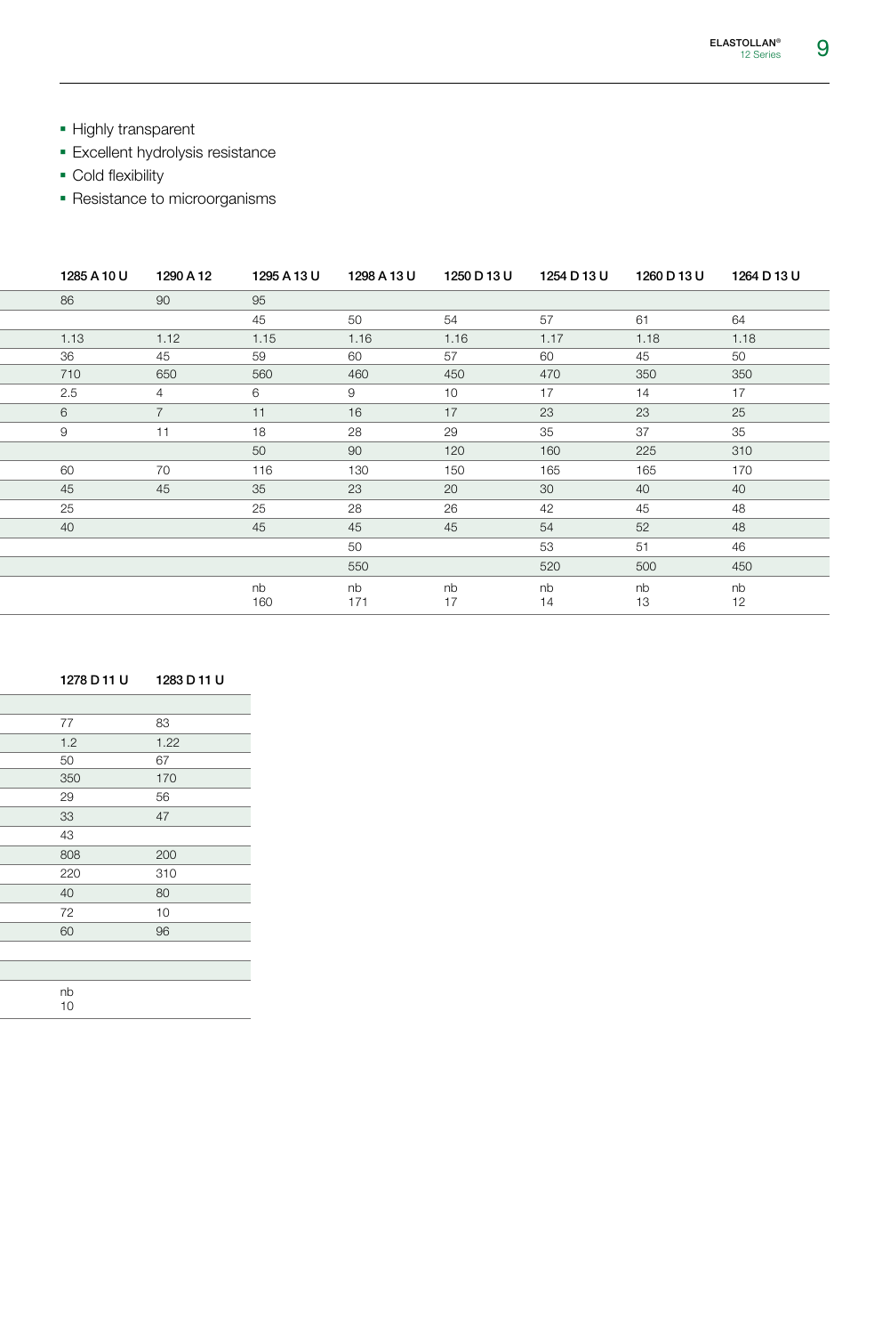- Highly transparent
- Excellent hydrolysis resistance
- Cold flexibility
- Resistance to microorganisms

| 1285 A 10 U | 1290 A 12 | 1295 A 13 U | 1298 A 13 U | 1250 D 13 U | 1254 D 13 U | 1260 D 13 U | 1264 D 13 U |
|---|---|---|---|---|---|---|---|
| 86 | 90 | 95 | | | | | |
| | | 45 | 50 | 54 | 57 | 61 | 64 |
| 1.13 | 1.12 | 1.15 | 1.16 | 1.16 | 1.17 | 1.18 | 1.18 |
| 36 | 45 | 59 | 60 | 57 | 60 | 45 | 50 |
| 710 | 650 | 560 | 460 | 450 | 470 | 350 | 350 |
| 2.5 | 4 | 6 | 9 | 10 | 17 | 14 | 17 |
| 6 | 7 | 11 | 16 | 17 | 23 | 23 | 25 |
| 9 | 11 | 18 | 28 | 29 | 35 | 37 | 35 |
| | | 50 | 90 | 120 | 160 | 225 | 310 |
| 60 | 70 | 116 | 130 | 150 | 165 | 165 | 170 |
| 45 | 45 | 35 | 23 | 20 | 30 | 40 | 40 |
| 25 | | 25 | 28 | 26 | 42 | 45 | 48 |
| 40 | | 45 | 45 | 45 | 54 | 52 | 48 |
| | | | 50 | | 53 | 51 | 46 |
| | | | 550 | | 520 | 500 | 450 |
| | | nb<br>160 | nb<br>171 | nb<br>17 | nb<br>14 | nb<br>13 | nb<br>12 |

| 1278 D 11 U | 1283 D 11 U |
|---|---|
| | |
| 77 | 83 |
| 1.2 | 1.22 |
| 50 | 67 |
| 350 | 170 |
| 29 | 56 |
| 33 | 47 |
| 43 | |
| 808 | 200 |
| 220 | 310 |
| 40 | 80 |
| 72 | 10 |
| 60 | 96 |
| | |
| | |
| nb<br>10 | |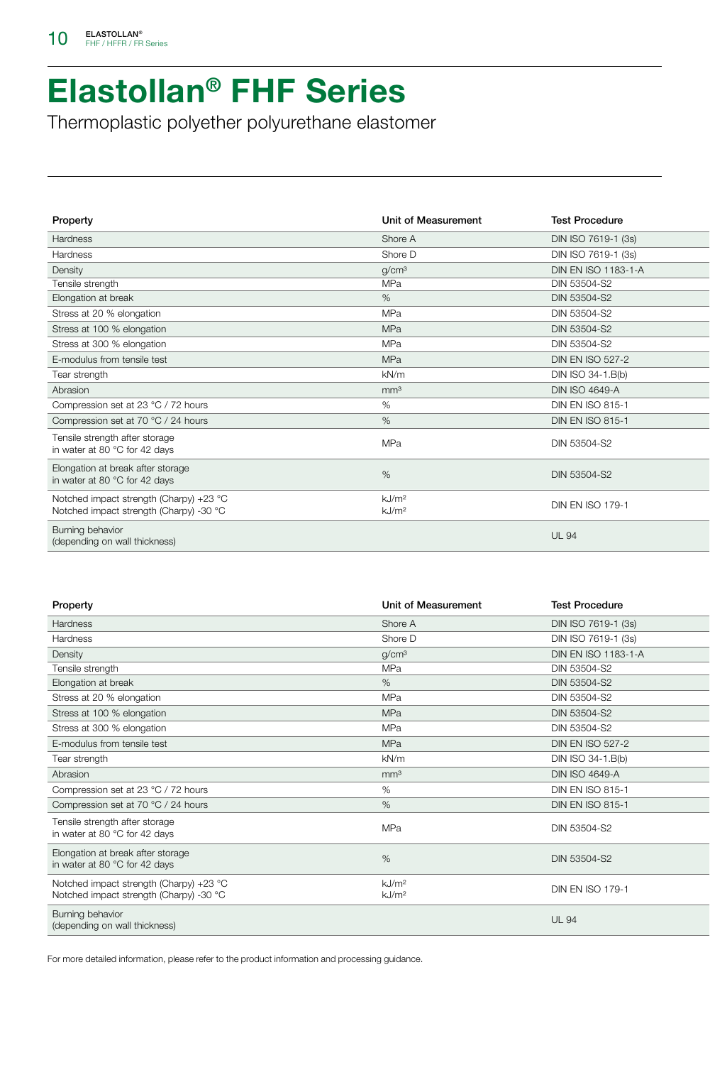# Elastollan® FHF Series

Thermoplastic polyether polyurethane elastomer

| Property | Unit of Measurement | Test Procedure |
|---|---|---|
| Hardness | Shore A | DIN ISO 7619-1 (3s) |
| Hardness | Shore D | DIN ISO 7619-1 (3s) |
| Density | g/cm³ | DIN EN ISO 1183-1-A |
| Tensile strength | MPa | DIN 53504-S2 |
| Elongation at break | % | DIN 53504-S2 |
| Stress at 20 % elongation | MPa | DIN 53504-S2 |
| Stress at 100 % elongation | MPa | DIN 53504-S2 |
| Stress at 300 % elongation | MPa | DIN 53504-S2 |
| E-modulus from tensile test | MPa | DIN EN ISO 527-2 |
| Tear strength | kN/m | DIN ISO 34-1.B(b) |
| Abrasion | mm³ | DIN ISO 4649-A |
| Compression set at 23 °C / 72 hours | % | DIN EN ISO 815-1 |
| Compression set at 70 °C / 24 hours | % | DIN EN ISO 815-1 |
| Tensile strength after storage in water at 80 °C for 42 days | MPa | DIN 53504-S2 |
| Elongation at break after storage in water at 80 °C for 42 days | % | DIN 53504-S2 |
| Notched impact strength (Charpy) +23 °C<br>Notched impact strength (Charpy) -30 °C | kJ/m²<br>kJ/m² | DIN EN ISO 179-1 |
| Burning behavior (depending on wall thickness) | | UL 94 |

| Property | Unit of Measurement | Test Procedure |
|---|---|---|
| Hardness | Shore A | DIN ISO 7619-1 (3s) |
| Hardness | Shore D | DIN ISO 7619-1 (3s) |
| Density | g/cm³ | DIN EN ISO 1183-1-A |
| Tensile strength | MPa | DIN 53504-S2 |
| Elongation at break | % | DIN 53504-S2 |
| Stress at 20 % elongation | MPa | DIN 53504-S2 |
| Stress at 100 % elongation | MPa | DIN 53504-S2 |
| Stress at 300 % elongation | MPa | DIN 53504-S2 |
| E-modulus from tensile test | MPa | DIN EN ISO 527-2 |
| Tear strength | kN/m | DIN ISO 34-1.B(b) |
| Abrasion | mm³ | DIN ISO 4649-A |
| Compression set at 23 °C / 72 hours | % | DIN EN ISO 815-1 |
| Compression set at 70 °C / 24 hours | % | DIN EN ISO 815-1 |
| Tensile strength after storage in water at 80 °C for 42 days | MPa | DIN 53504-S2 |
| Elongation at break after storage in water at 80 °C for 42 days | % | DIN 53504-S2 |
| Notched impact strength (Charpy) +23 °C<br>Notched impact strength (Charpy) -30 °C | kJ/m²<br>kJ/m² | DIN EN ISO 179-1 |
| Burning behavior (depending on wall thickness) | | UL 94 |

For more detailed information, please refer to the product information and processing guidance.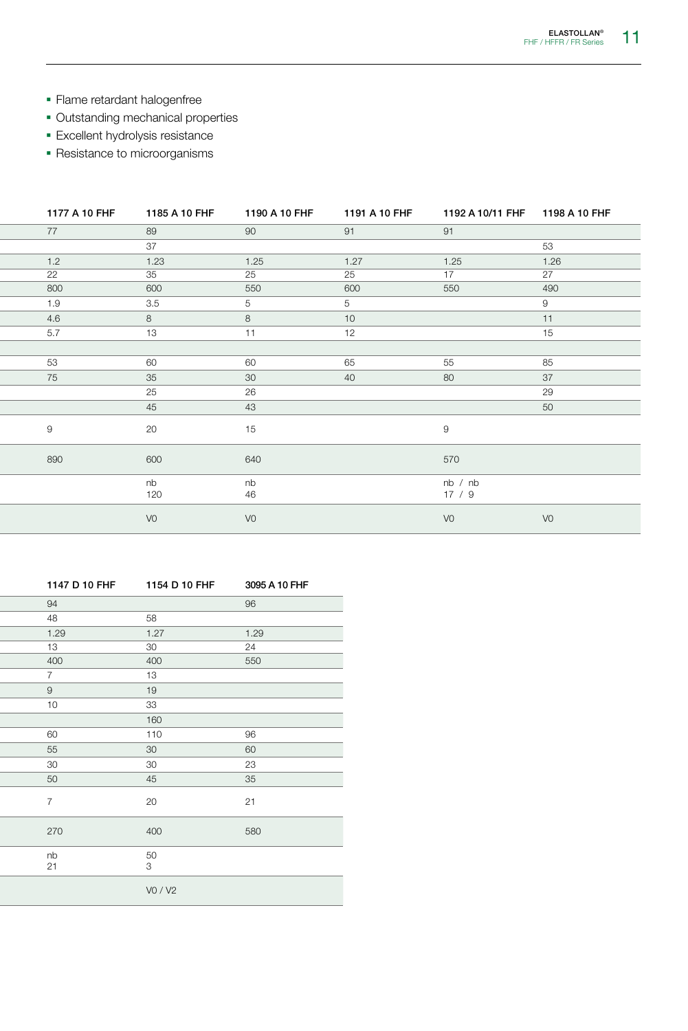- Flame retardant halogenfree
- Outstanding mechanical properties
- Excellent hydrolysis resistance
- Resistance to microorganisms

| 1177 A 10 FHF | 1185 A 10 FHF | 1190 A 10 FHF | 1191 A 10 FHF | 1192 A 10/11 FHF | 1198 A 10 FHF |
|---|---|---|---|---|---|
| 77 | 89 | 90 | 91 | 91 | |
| | 37 | | | | 53 |
| 1.2 | 1.23 | 1.25 | 1.27 | 1.25 | 1.26 |
| 22 | 35 | 25 | 25 | 17 | 27 |
| 800 | 600 | 550 | 600 | 550 | 490 |
| 1.9 | 3.5 | 5 | 5 | | 9 |
| 4.6 | 8 | 8 | 10 | | 11 |
| 5.7 | 13 | 11 | 12 | | 15 |
| | | | | | |
| 53 | 60 | 60 | 65 | 55 | 85 |
| 75 | 35 | 30 | 40 | 80 | 37 |
| | 25 | 26 | | | 29 |
| | 45 | 43 | | | 50 |
| 9 | 20 | 15 | | 9 | |
| 890 | 600 | 640 | | 570 | |
| | nb<br>120 | nb<br>46 | | nb / nb<br>17 / 9 | |
| | V0 | V0 | | V0 | V0 |

| 1147 D 10 FHF | 1154 D 10 FHF | 3095 A 10 FHF |
|---|---|---|
| 94 | | 96 |
| 48 | 58 | |
| 1.29 | 1.27 | 1.29 |
| 13 | 30 | 24 |
| 400 | 400 | 550 |
| 7 | 13 | |
| 9 | 19 | |
| 10 | 33 | |
| | 160 | |
| 60 | 110 | 96 |
| 55 | 30 | 60 |
| 30 | 30 | 23 |
| 50 | 45 | 35 |
| 7 | 20 | 21 |
| 270 | 400 | 580 |
| nb<br>21 | 50<br>3 | |
| | V0 / V2 | |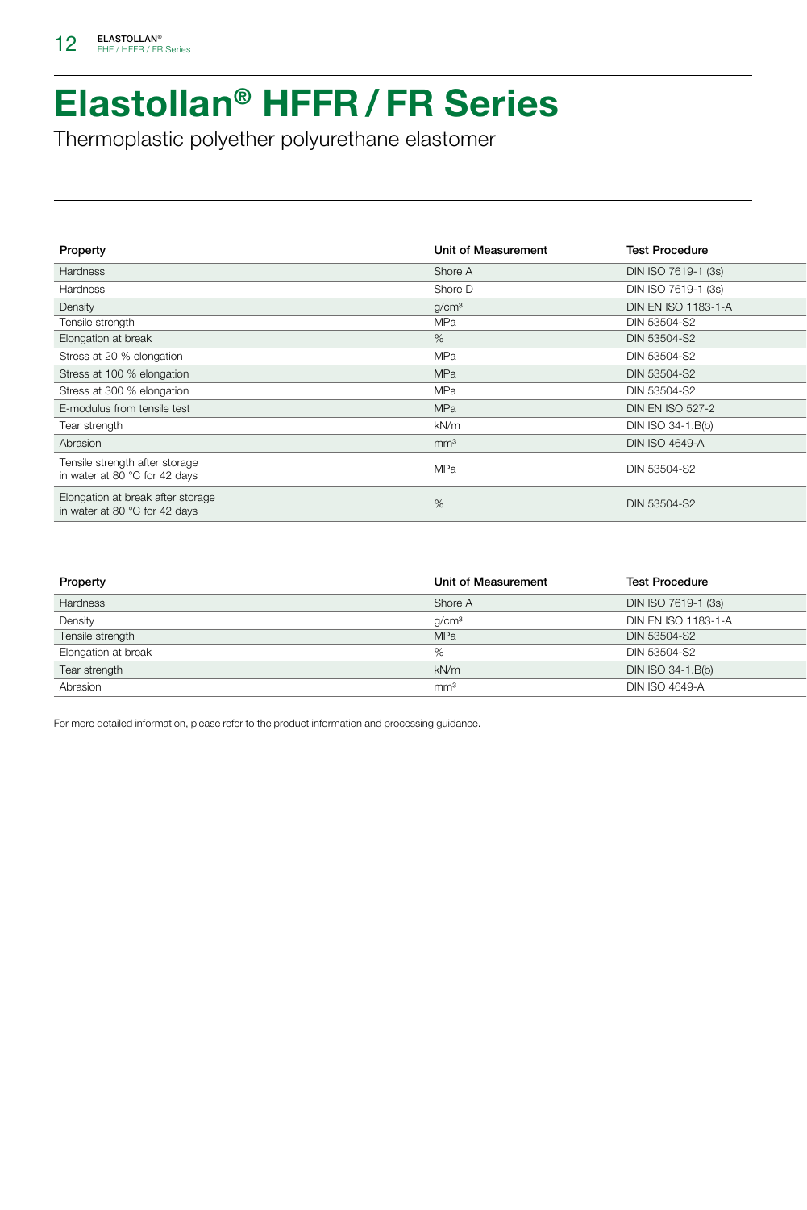# Elastollan® HFFR / FR Series

Thermoplastic polyether polyurethane elastomer

| Property | Unit of Measurement | Test Procedure |
|---|---|---|
| Hardness | Shore A | DIN ISO 7619-1 (3s) |
| Hardness | Shore D | DIN ISO 7619-1 (3s) |
| Density | g/cm³ | DIN EN ISO 1183-1-A |
| Tensile strength | MPa | DIN 53504-S2 |
| Elongation at break | % | DIN 53504-S2 |
| Stress at 20 % elongation | MPa | DIN 53504-S2 |
| Stress at 100 % elongation | MPa | DIN 53504-S2 |
| Stress at 300 % elongation | MPa | DIN 53504-S2 |
| E-modulus from tensile test | MPa | DIN EN ISO 527-2 |
| Tear strength | kN/m | DIN ISO 34-1.B(b) |
| Abrasion | mm³ | DIN ISO 4649-A |
| Tensile strength after storage in water at 80 °C for 42 days | MPa | DIN 53504-S2 |
| Elongation at break after storage in water at 80 °C for 42 days | % | DIN 53504-S2 |

| Property | Unit of Measurement | Test Procedure |
|---|---|---|
| Hardness | Shore A | DIN ISO 7619-1 (3s) |
| Density | g/cm³ | DIN EN ISO 1183-1-A |
| Tensile strength | MPa | DIN 53504-S2 |
| Elongation at break | % | DIN 53504-S2 |
| Tear strength | kN/m | DIN ISO 34-1.B(b) |
| Abrasion | mm³ | DIN ISO 4649-A |

For more detailed information, please refer to the product information and processing guidance.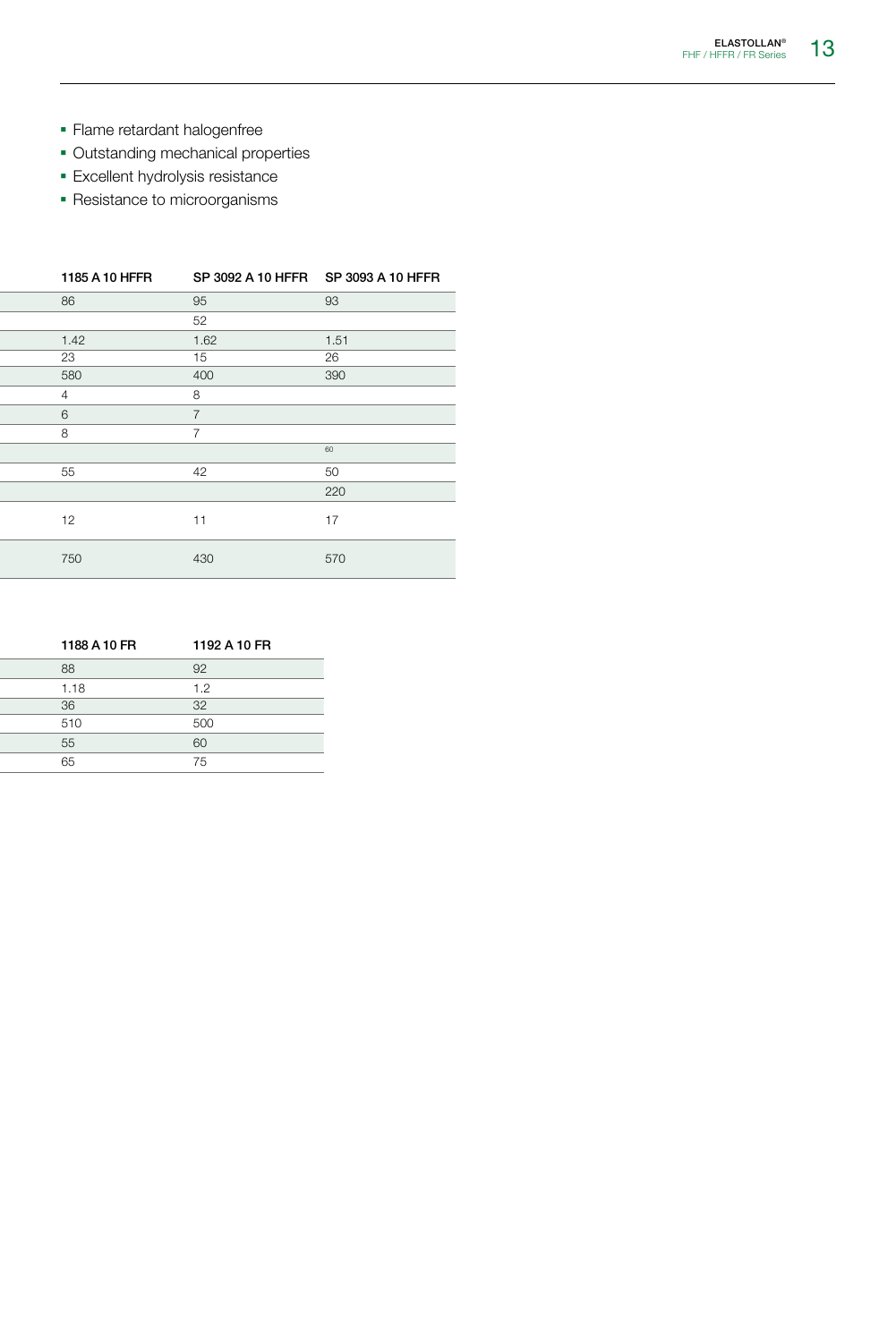- Flame retardant halogenfree
- Outstanding mechanical properties
- Excellent hydrolysis resistance
- Resistance to microorganisms

| 1185 A 10 HFFR | SP 3092 A 10 HFFR | SP 3093 A 10 HFFR |
|---|---|---|
| 86 | 95 | 93 |
| | 52 | |
| 1.42 | 1.62 | 1.51 |
| 23 | 15 | 26 |
| 580 | 400 | 390 |
| 4 | 8 | |
| 6 | 7 | |
| 8 | 7 | |
| | | 60 |
| 55 | 42 | 50 |
| | | 220 |
| 12 | 11 | 17 |
| 750 | 430 | 570 |

| 1188 A 10 FR | 1192 A 10 FR |
|---|---|
| 88 | 92 |
| 1.18 | 1.2 |
| 36 | 32 |
| 510 | 500 |
| 55 | 60 |
| 65 | 75 |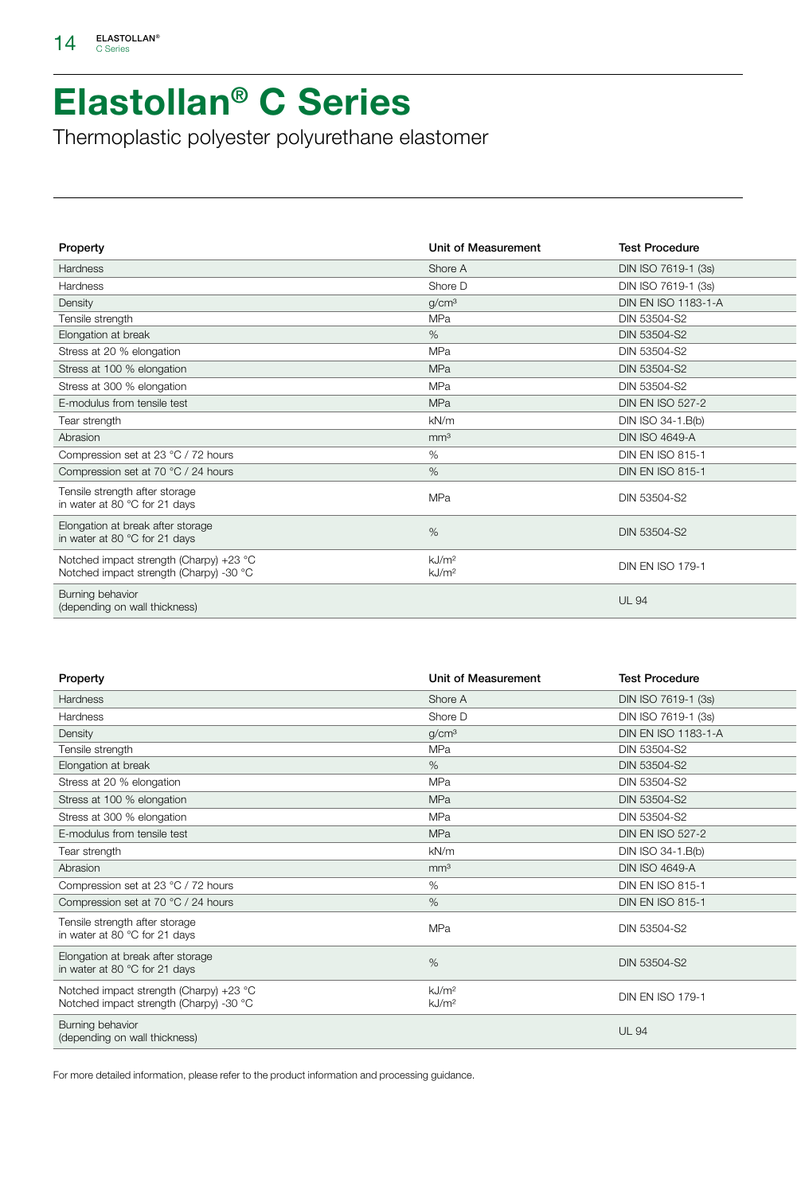# Elastollan® C Series

Thermoplastic polyester polyurethane elastomer

| Property | Unit of Measurement | Test Procedure |
|---|---|---|
| Hardness | Shore A | DIN ISO 7619-1 (3s) |
| Hardness | Shore D | DIN ISO 7619-1 (3s) |
| Density | g/cm³ | DIN EN ISO 1183-1-A |
| Tensile strength | MPa | DIN 53504-S2 |
| Elongation at break | % | DIN 53504-S2 |
| Stress at 20 % elongation | MPa | DIN 53504-S2 |
| Stress at 100 % elongation | MPa | DIN 53504-S2 |
| Stress at 300 % elongation | MPa | DIN 53504-S2 |
| E-modulus from tensile test | MPa | DIN EN ISO 527-2 |
| Tear strength | kN/m | DIN ISO 34-1.B(b) |
| Abrasion | mm³ | DIN ISO 4649-A |
| Compression set at 23 °C / 72 hours | % | DIN EN ISO 815-1 |
| Compression set at 70 °C / 24 hours | % | DIN EN ISO 815-1 |
| Tensile strength after storage in water at 80 °C for 21 days | MPa | DIN 53504-S2 |
| Elongation at break after storage in water at 80 °C for 21 days | % | DIN 53504-S2 |
| Notched impact strength (Charpy) +23 °C<br>Notched impact strength (Charpy) -30 °C | kJ/m²<br>kJ/m² | DIN EN ISO 179-1 |
| Burning behavior (depending on wall thickness) | | UL 94 |

| Property | Unit of Measurement | Test Procedure |
|---|---|---|
| Hardness | Shore A | DIN ISO 7619-1 (3s) |
| Hardness | Shore D | DIN ISO 7619-1 (3s) |
| Density | g/cm³ | DIN EN ISO 1183-1-A |
| Tensile strength | MPa | DIN 53504-S2 |
| Elongation at break | % | DIN 53504-S2 |
| Stress at 20 % elongation | MPa | DIN 53504-S2 |
| Stress at 100 % elongation | MPa | DIN 53504-S2 |
| Stress at 300 % elongation | MPa | DIN 53504-S2 |
| E-modulus from tensile test | MPa | DIN EN ISO 527-2 |
| Tear strength | kN/m | DIN ISO 34-1.B(b) |
| Abrasion | mm³ | DIN ISO 4649-A |
| Compression set at 23 °C / 72 hours | % | DIN EN ISO 815-1 |
| Compression set at 70 °C / 24 hours | % | DIN EN ISO 815-1 |
| Tensile strength after storage in water at 80 °C for 21 days | MPa | DIN 53504-S2 |
| Elongation at break after storage in water at 80 °C for 21 days | % | DIN 53504-S2 |
| Notched impact strength (Charpy) +23 °C<br>Notched impact strength (Charpy) -30 °C | kJ/m²<br>kJ/m² | DIN EN ISO 179-1 |
| Burning behavior (depending on wall thickness) | | UL 94 |

For more detailed information, please refer to the product information and processing guidance.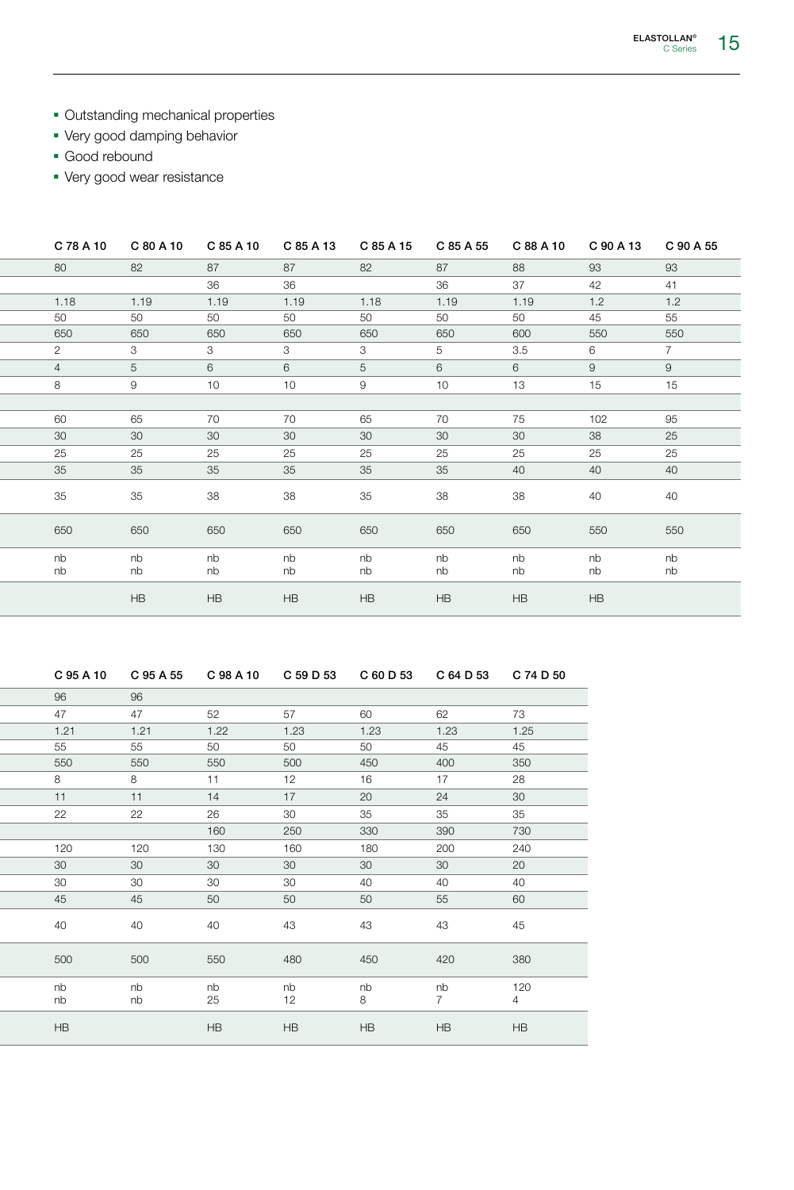- Outstanding mechanical properties
- Very good damping behavior
- Good rebound
- Very good wear resistance

| C 78 A 10 | C 80 A 10 | C 85 A 10 | C 85 A 13 | C 85 A 15 | C 85 A 55 | C 88 A 10 | C 90 A 13 | C 90 A 55 |
|---|---|---|---|---|---|---|---|---|
| 80 | 82 | 87 | 87 | 82 | 87 | 88 | 93 | 93 |
| | | 36 | 36 | | 36 | 37 | 42 | 41 |
| 1.18 | 1.19 | 1.19 | 1.19 | 1.18 | 1.19 | 1.19 | 1.2 | 1.2 |
| 50 | 50 | 50 | 50 | 50 | 50 | 50 | 45 | 55 |
| 650 | 650 | 650 | 650 | 650 | 650 | 600 | 550 | 550 |
| 2 | 3 | 3 | 3 | 3 | 5 | 3.5 | 6 | 7 |
| 4 | 5 | 6 | 6 | 5 | 6 | 6 | 9 | 9 |
| 8 | 9 | 10 | 10 | 9 | 10 | 13 | 15 | 15 |
| | | | | | | | | |
| 60 | 65 | 70 | 70 | 65 | 70 | 75 | 102 | 95 |
| 30 | 30 | 30 | 30 | 30 | 30 | 30 | 38 | 25 |
| 25 | 25 | 25 | 25 | 25 | 25 | 25 | 25 | 25 |
| 35 | 35 | 35 | 35 | 35 | 35 | 40 | 40 | 40 |
| 35 | 35 | 38 | 38 | 35 | 38 | 38 | 40 | 40 |
| 650 | 650 | 650 | 650 | 650 | 650 | 650 | 550 | 550 |
| nb<br>nb | nb<br>nb | nb<br>nb | nb<br>nb | nb<br>nb | nb<br>nb | nb<br>nb | nb<br>nb | nb<br>nb |
| | HB | HB | HB | HB | HB | HB | HB | |

| C 95 A 10 | C 95 A 55 | C 98 A 10 | C 59 D 53 | C 60 D 53 | C 64 D 53 | C 74 D 50 |
|---|---|---|---|---|---|---|
| 96 | 96 | | | | | |
| 47 | 47 | 52 | 57 | 60 | 62 | 73 |
| 1.21 | 1.21 | 1.22 | 1.23 | 1.23 | 1.23 | 1.25 |
| 55 | 55 | 50 | 50 | 50 | 45 | 45 |
| 550 | 550 | 550 | 500 | 450 | 400 | 350 |
| 8 | 8 | 11 | 12 | 16 | 17 | 28 |
| 11 | 11 | 14 | 17 | 20 | 24 | 30 |
| 22 | 22 | 26 | 30 | 35 | 35 | 35 |
| | | 160 | 250 | 330 | 390 | 730 |
| 120 | 120 | 130 | 160 | 180 | 200 | 240 |
| 30 | 30 | 30 | 30 | 30 | 30 | 20 |
| 30 | 30 | 30 | 30 | 40 | 40 | 40 |
| 45 | 45 | 50 | 50 | 50 | 55 | 60 |
| 40 | 40 | 40 | 43 | 43 | 43 | 45 |
| 500 | 500 | 550 | 480 | 450 | 420 | 380 |
| nb<br>nb | nb<br>nb | nb<br>25 | nb<br>12 | nb<br>8 | nb<br>7 | 120<br>4 |
| HB | | HB | HB | HB | HB | HB |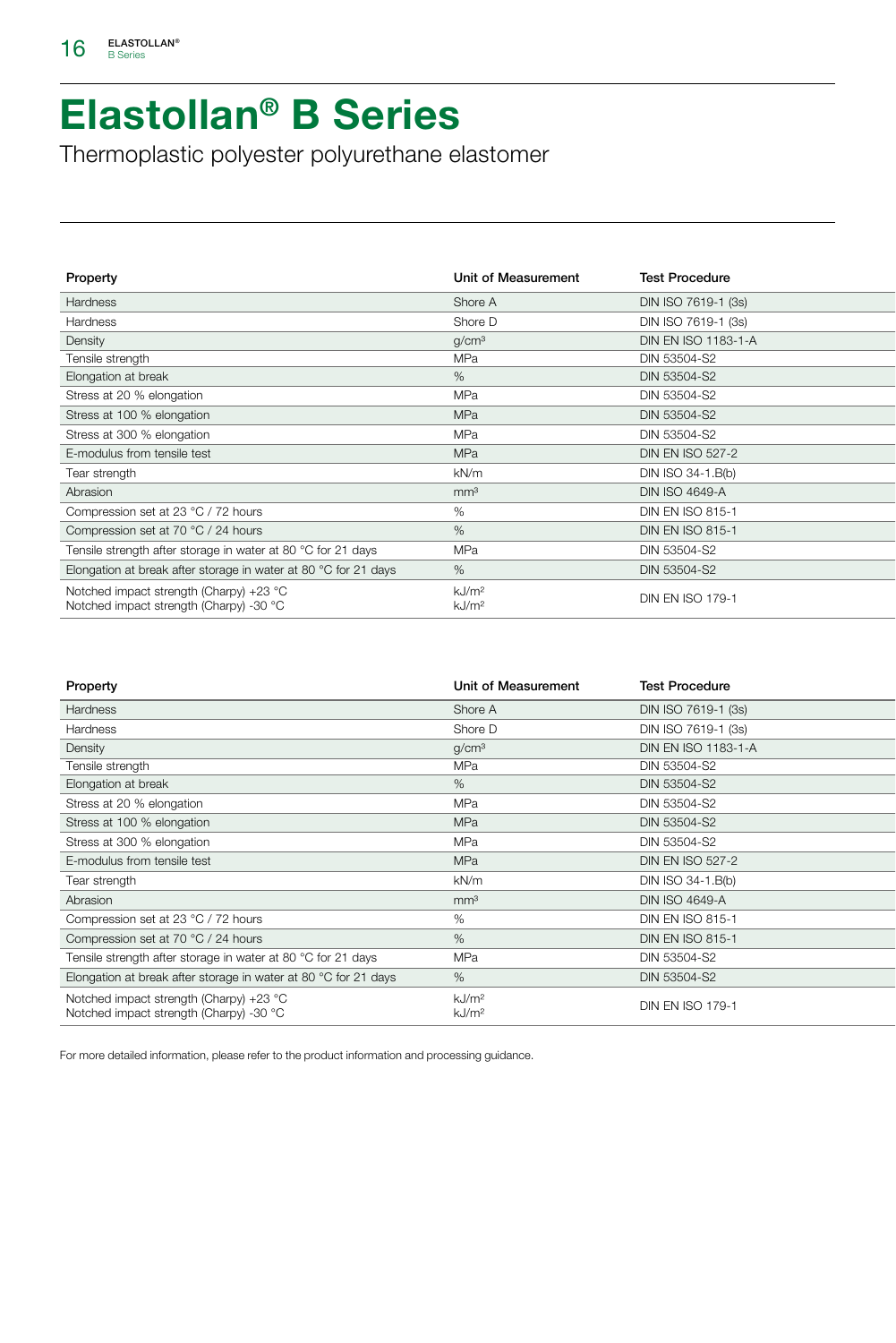# Elastollan® B Series

Thermoplastic polyester polyurethane elastomer

| Property | Unit of Measurement | Test Procedure |
|---|---|---|
| Hardness | Shore A | DIN ISO 7619-1 (3s) |
| Hardness | Shore D | DIN ISO 7619-1 (3s) |
| Density | g/cm³ | DIN EN ISO 1183-1-A |
| Tensile strength | MPa | DIN 53504-S2 |
| Elongation at break | % | DIN 53504-S2 |
| Stress at 20 % elongation | MPa | DIN 53504-S2 |
| Stress at 100 % elongation | MPa | DIN 53504-S2 |
| Stress at 300 % elongation | MPa | DIN 53504-S2 |
| E-modulus from tensile test | MPa | DIN EN ISO 527-2 |
| Tear strength | kN/m | DIN ISO 34-1.B(b) |
| Abrasion | mm³ | DIN ISO 4649-A |
| Compression set at 23 °C / 72 hours | % | DIN EN ISO 815-1 |
| Compression set at 70 °C / 24 hours | % | DIN EN ISO 815-1 |
| Tensile strength after storage in water at 80 °C for 21 days | MPa | DIN 53504-S2 |
| Elongation at break after storage in water at 80 °C for 21 days | % | DIN 53504-S2 |
| Notched impact strength (Charpy) +23 °C<br>Notched impact strength (Charpy) -30 °C | kJ/m²<br>kJ/m² | DIN EN ISO 179-1 |

| Property | Unit of Measurement | Test Procedure |
|---|---|---|
| Hardness | Shore A | DIN ISO 7619-1 (3s) |
| Hardness | Shore D | DIN ISO 7619-1 (3s) |
| Density | g/cm³ | DIN EN ISO 1183-1-A |
| Tensile strength | MPa | DIN 53504-S2 |
| Elongation at break | % | DIN 53504-S2 |
| Stress at 20 % elongation | MPa | DIN 53504-S2 |
| Stress at 100 % elongation | MPa | DIN 53504-S2 |
| Stress at 300 % elongation | MPa | DIN 53504-S2 |
| E-modulus from tensile test | MPa | DIN EN ISO 527-2 |
| Tear strength | kN/m | DIN ISO 34-1.B(b) |
| Abrasion | mm³ | DIN ISO 4649-A |
| Compression set at 23 °C / 72 hours | % | DIN EN ISO 815-1 |
| Compression set at 70 °C / 24 hours | % | DIN EN ISO 815-1 |
| Tensile strength after storage in water at 80 °C for 21 days | MPa | DIN 53504-S2 |
| Elongation at break after storage in water at 80 °C for 21 days | % | DIN 53504-S2 |
| Notched impact strength (Charpy) +23 °C<br>Notched impact strength (Charpy) -30 °C | kJ/m²<br>kJ/m² | DIN EN ISO 179-1 |

For more detailed information, please refer to the product information and processing guidance.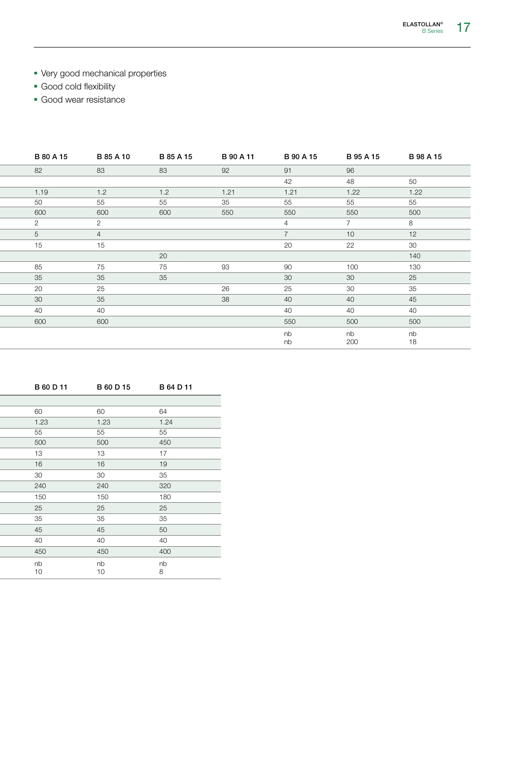- Very good mechanical properties
- Good cold flexibility
- Good wear resistance

| B 80 A 15 | B 85 A 10 | B 85 A 15 | B 90 A 11 | B 90 A 15 | B 95 A 15 | B 98 A 15 |
|---|---|---|---|---|---|---|
| 82 | 83 | 83 | 92 | 91 | 96 | |
| | | | | 42 | 48 | 50 |
| 1.19 | 1.2 | 1.2 | 1.21 | 1.21 | 1.22 | 1.22 |
| 50 | 55 | 55 | 35 | 55 | 55 | 55 |
| 600 | 600 | 600 | 550 | 550 | 550 | 500 |
| 2 | 2 | | | 4 | 7 | 8 |
| 5 | 4 | | | 7 | 10 | 12 |
| 15 | 15 | | | 20 | 22 | 30 |
| | | 20 | | | | 140 |
| 85 | 75 | 75 | 93 | 90 | 100 | 130 |
| 35 | 35 | 35 | | 30 | 30 | 25 |
| 20 | 25 | | 26 | 25 | 30 | 35 |
| 30 | 35 | | 38 | 40 | 40 | 45 |
| 40 | 40 | | | 40 | 40 | 40 |
| 600 | 600 | | | 550 | 500 | 500 |
| | | | | nb<br>nb | nb<br>200 | nb<br>18 |

| B 60 D 11 | B 60 D 15 | B 64 D 11 |
|---|---|---|
| | | |
| 60 | 60 | 64 |
| 1.23 | 1.23 | 1.24 |
| 55 | 55 | 55 |
| 500 | 500 | 450 |
| 13 | 13 | 17 |
| 16 | 16 | 19 |
| 30 | 30 | 35 |
| 240 | 240 | 320 |
| 150 | 150 | 180 |
| 25 | 25 | 25 |
| 35 | 35 | 35 |
| 45 | 45 | 50 |
| 40 | 40 | 40 |
| 450 | 450 | 400 |
| nb<br>10 | nb<br>10 | nb<br>8 |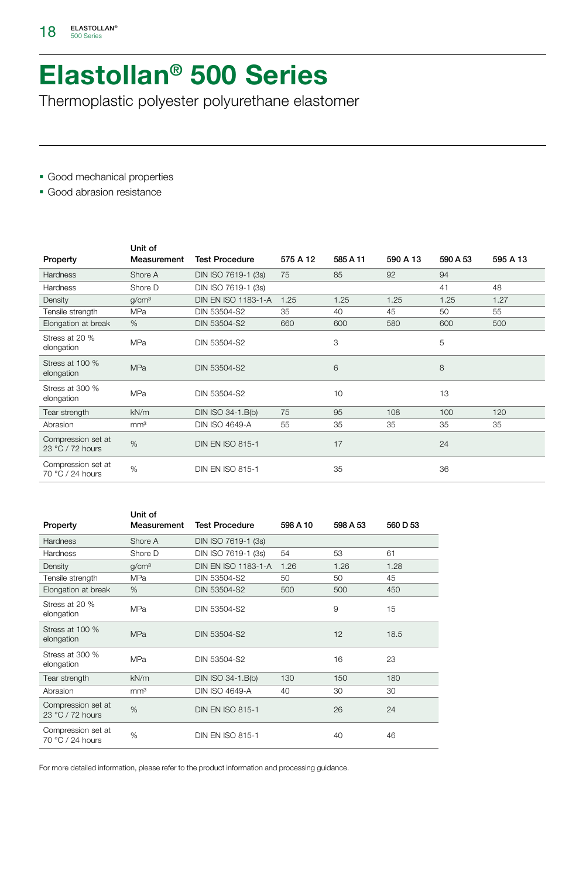# Elastollan® 500 Series

Thermoplastic polyester polyurethane elastomer

- Good mechanical properties
- Good abrasion resistance

| Property | Unit of Measurement | Test Procedure | 575 A 12 | 585 A 11 | 590 A 13 | 590 A 53 | 595 A 13 |
|---|---|---|---|---|---|---|---|
| Hardness | Shore A | DIN ISO 7619-1 (3s) | 75 | 85 | 92 | 94 | |
| Hardness | Shore D | DIN ISO 7619-1 (3s) | | | | 41 | 48 |
| Density | g/cm³ | DIN EN ISO 1183-1-A | 1.25 | 1.25 | 1.25 | 1.25 | 1.27 |
| Tensile strength | MPa | DIN 53504-S2 | 35 | 40 | 45 | 50 | 55 |
| Elongation at break | % | DIN 53504-S2 | 660 | 600 | 580 | 600 | 500 |
| Stress at 20 % elongation | MPa | DIN 53504-S2 | | 3 | | 5 | |
| Stress at 100 % elongation | MPa | DIN 53504-S2 | | 6 | | 8 | |
| Stress at 300 % elongation | MPa | DIN 53504-S2 | | 10 | | 13 | |
| Tear strength | kN/m | DIN ISO 34-1.B(b) | 75 | 95 | 108 | 100 | 120 |
| Abrasion | mm³ | DIN ISO 4649-A | 55 | 35 | 35 | 35 | 35 |
| Compression set at 23 °C / 72 hours | % | DIN EN ISO 815-1 | | 17 | | 24 | |
| Compression set at 70 °C / 24 hours | % | DIN EN ISO 815-1 | | 35 | | 36 | |

| Property | Unit of Measurement | Test Procedure | 598 A 10 | 598 A 53 | 560 D 53 |
|---|---|---|---|---|---|
| Hardness | Shore A | DIN ISO 7619-1 (3s) | | | |
| Hardness | Shore D | DIN ISO 7619-1 (3s) | 54 | 53 | 61 |
| Density | g/cm³ | DIN EN ISO 1183-1-A | 1.26 | 1.26 | 1.28 |
| Tensile strength | MPa | DIN 53504-S2 | 50 | 50 | 45 |
| Elongation at break | % | DIN 53504-S2 | 500 | 500 | 450 |
| Stress at 20 % elongation | MPa | DIN 53504-S2 | | 9 | 15 |
| Stress at 100 % elongation | MPa | DIN 53504-S2 | | 12 | 18.5 |
| Stress at 300 % elongation | MPa | DIN 53504-S2 | | 16 | 23 |
| Tear strength | kN/m | DIN ISO 34-1.B(b) | 130 | 150 | 180 |
| Abrasion | mm³ | DIN ISO 4649-A | 40 | 30 | 30 |
| Compression set at 23 °C / 72 hours | % | DIN EN ISO 815-1 | | 26 | 24 |
| Compression set at 70 °C / 24 hours | % | DIN EN ISO 815-1 | | 40 | 46 |

For more detailed information, please refer to the product information and processing guidance.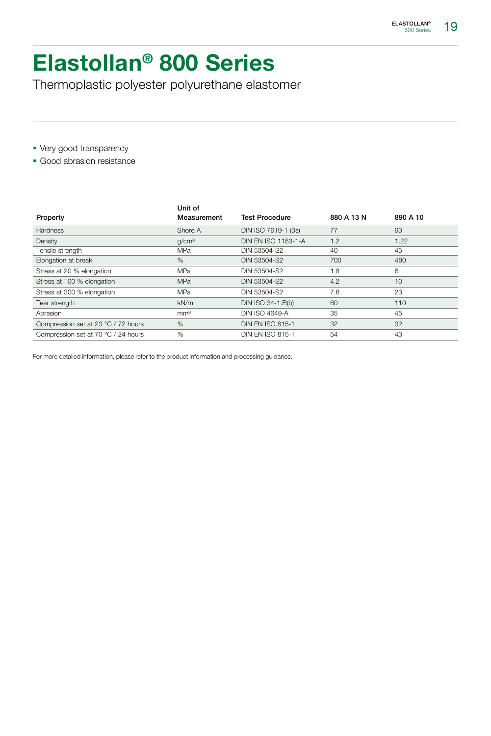# Elastollan® 800 Series

Thermoplastic polyester polyurethane elastomer

- Very good transparency
- Good abrasion resistance

| Property | Unit of Measurement | Test Procedure | 880 A 13 N | 890 A 10 |
|---|---|---|---|---|
| Hardness | Shore A | DIN ISO 7619-1 (3s) | 77 | 93 |
| Density | g/cm³ | DIN EN ISO 1183-1-A | 1.2 | 1.22 |
| Tensile strength | MPa | DIN 53504-S2 | 40 | 45 |
| Elongation at break | % | DIN 53504-S2 | 700 | 480 |
| Stress at 20 % elongation | MPa | DIN 53504-S2 | 1.8 | 6 |
| Stress at 100 % elongation | MPa | DIN 53504-S2 | 4.2 | 10 |
| Stress at 300 % elongation | MPa | DIN 53504-S2 | 7.6 | 23 |
| Tear strength | kN/m | DIN ISO 34-1.B(b) | 60 | 110 |
| Abrasion | mm³ | DIN ISO 4649-A | 35 | 45 |
| Compression set at 23 °C / 72 hours | % | DIN EN ISO 815-1 | 32 | 32 |
| Compression set at 70 °C / 24 hours | % | DIN EN ISO 815-1 | 54 | 43 |

For more detailed information, please refer to the product information and processing guidance.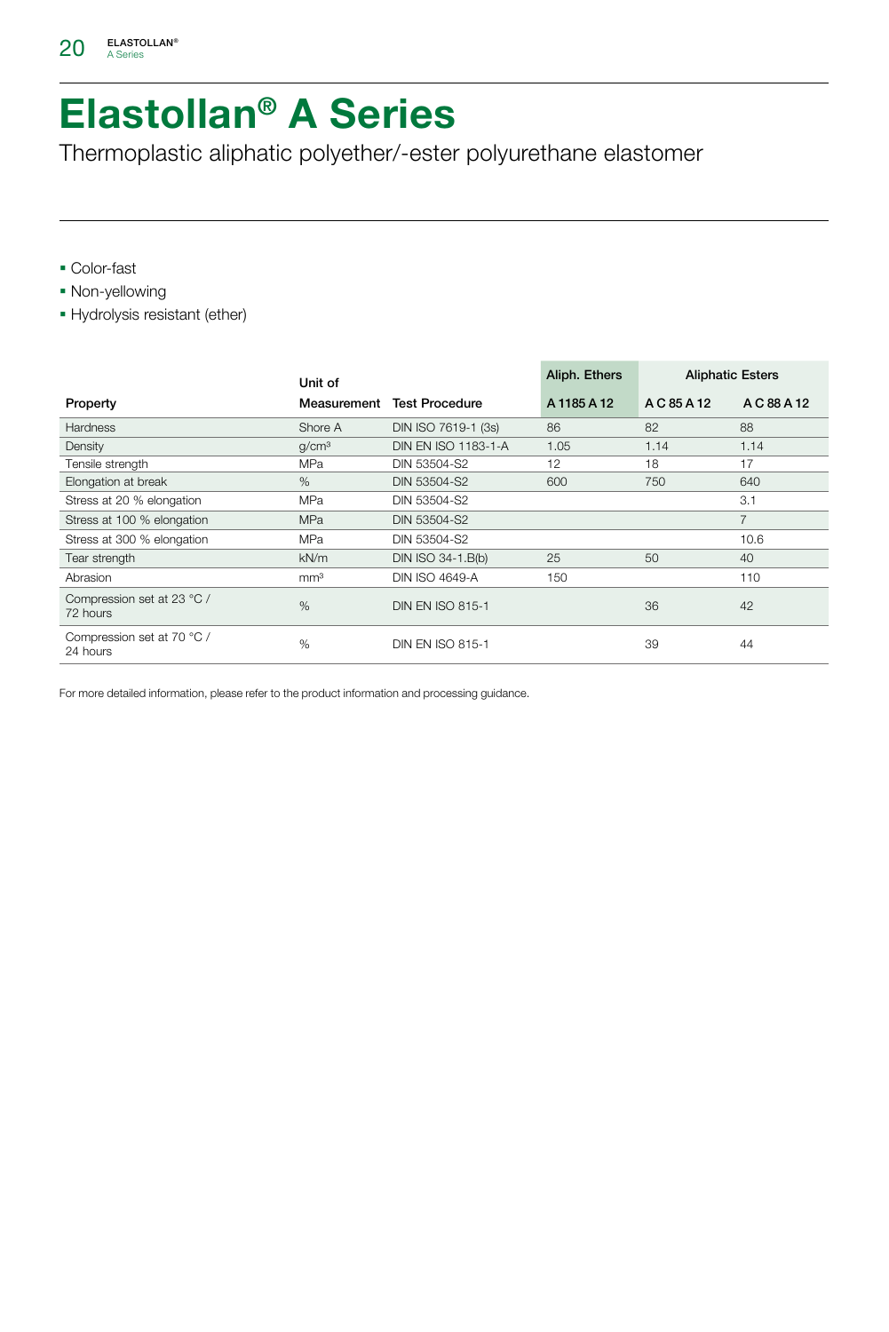# Elastollan® A Series

Thermoplastic aliphatic polyether/-ester polyurethane elastomer

- Color-fast
- Non-yellowing
- Hydrolysis resistant (ether)

| Property | Unit of Measurement | Test Procedure | Aliph. Ethers | Aliphatic Esters | |
|---|---|---|---|---|---|
| | | | A 1185 A 12 | A C 85 A 12 | A C 88 A 12 |
| Hardness | Shore A | DIN ISO 7619-1 (3s) | 86 | 82 | 88 |
| Density | g/cm³ | DIN EN ISO 1183-1-A | 1.05 | 1.14 | 1.14 |
| Tensile strength | MPa | DIN 53504-S2 | 12 | 18 | 17 |
| Elongation at break | % | DIN 53504-S2 | 600 | 750 | 640 |
| Stress at 20 % elongation | MPa | DIN 53504-S2 | | | 3.1 |
| Stress at 100 % elongation | MPa | DIN 53504-S2 | | | 7 |
| Stress at 300 % elongation | MPa | DIN 53504-S2 | | | 10.6 |
| Tear strength | kN/m | DIN ISO 34-1.B(b) | 25 | 50 | 40 |
| Abrasion | mm³ | DIN ISO 4649-A | 150 | | 110 |
| Compression set at 23 °C / 72 hours | % | DIN EN ISO 815-1 | | 36 | 42 |
| Compression set at 70 °C / 24 hours | % | DIN EN ISO 815-1 | | 39 | 44 |

For more detailed information, please refer to the product information and processing guidance.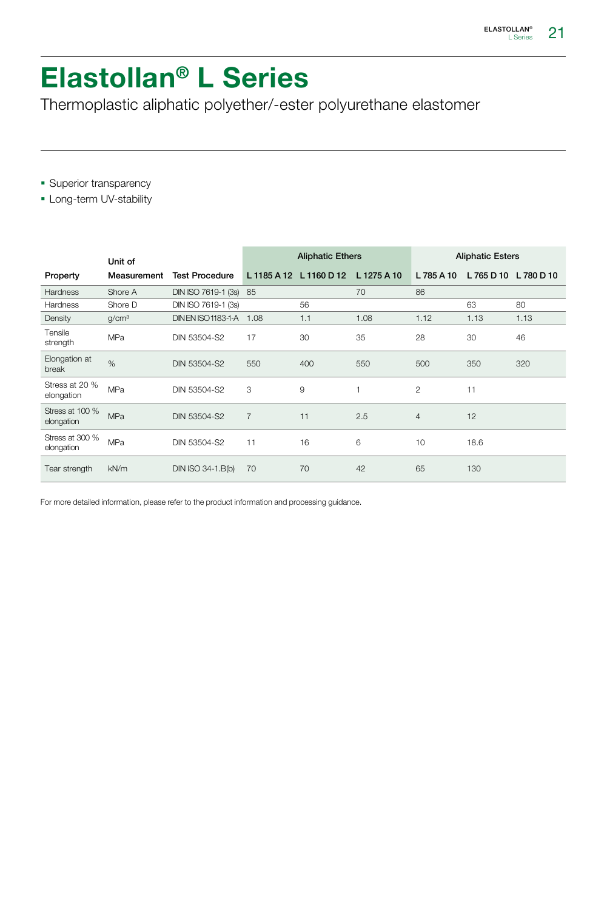# Elastollan® L Series

Thermoplastic aliphatic polyether/-ester polyurethane elastomer

- Superior transparency
- Long-term UV-stability

| Property | Unit of Measurement | Test Procedure | Aliphatic Ethers | | | Aliphatic Esters | | |
|---|---|---|---|---|---|---|---|---|
| | | | L 1185 A 12 | L 1160 D 12 | L 1275 A 10 | L 785 A 10 | L 765 D 10 | L 780 D 10 |
| Hardness | Shore A | DIN ISO 7619-1 (3s) | 85 | | 70 | 86 | | |
| Hardness | Shore D | DIN ISO 7619-1 (3s) | | 56 | | | 63 | 80 |
| Density | g/cm³ | DIN EN ISO 1183-1-A | 1.08 | 1.1 | 1.08 | 1.12 | 1.13 | 1.13 |
| Tensile strength | MPa | DIN 53504-S2 | 17 | 30 | 35 | 28 | 30 | 46 |
| Elongation at break | % | DIN 53504-S2 | 550 | 400 | 550 | 500 | 350 | 320 |
| Stress at 20 % elongation | MPa | DIN 53504-S2 | 3 | 9 | 1 | 2 | 11 | |
| Stress at 100 % elongation | MPa | DIN 53504-S2 | 7 | 11 | 2.5 | 4 | 12 | |
| Stress at 300 % elongation | MPa | DIN 53504-S2 | 11 | 16 | 6 | 10 | 18.6 | |
| Tear strength | kN/m | DIN ISO 34-1.B(b) | 70 | 70 | 42 | 65 | 130 | |

For more detailed information, please refer to the product information and processing guidance.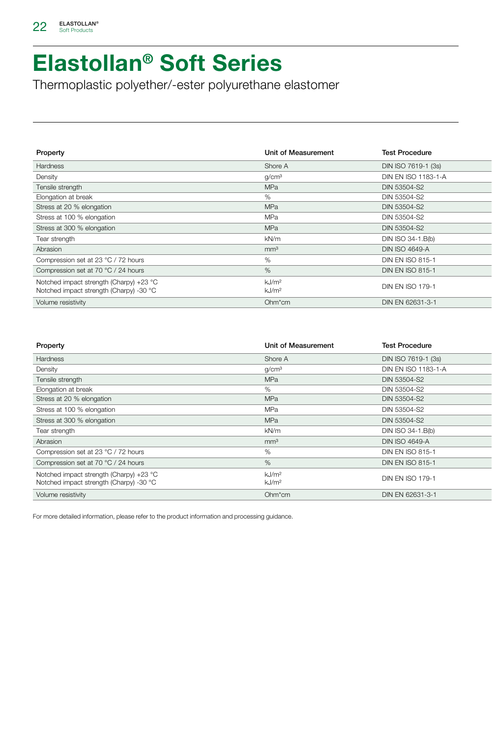# Elastollan® Soft Series

Thermoplastic polyether/-ester polyurethane elastomer

| Property | Unit of Measurement | Test Procedure |
|---|---|---|
| Hardness | Shore A | DIN ISO 7619-1 (3s) |
| Density | g/cm³ | DIN EN ISO 1183-1-A |
| Tensile strength | MPa | DIN 53504-S2 |
| Elongation at break | % | DIN 53504-S2 |
| Stress at 20 % elongation | MPa | DIN 53504-S2 |
| Stress at 100 % elongation | MPa | DIN 53504-S2 |
| Stress at 300 % elongation | MPa | DIN 53504-S2 |
| Tear strength | kN/m | DIN ISO 34-1.B(b) |
| Abrasion | mm³ | DIN ISO 4649-A |
| Compression set at 23 °C / 72 hours | % | DIN EN ISO 815-1 |
| Compression set at 70 °C / 24 hours | % | DIN EN ISO 815-1 |
| Notched impact strength (Charpy) +23 °C<br>Notched impact strength (Charpy) -30 °C | kJ/m²<br>kJ/m² | DIN EN ISO 179-1 |
| Volume resistivity | Ohm*cm | DIN EN 62631-3-1 |

| Property | Unit of Measurement | Test Procedure |
|---|---|---|
| Hardness | Shore A | DIN ISO 7619-1 (3s) |
| Density | g/cm³ | DIN EN ISO 1183-1-A |
| Tensile strength | MPa | DIN 53504-S2 |
| Elongation at break | % | DIN 53504-S2 |
| Stress at 20 % elongation | MPa | DIN 53504-S2 |
| Stress at 100 % elongation | MPa | DIN 53504-S2 |
| Stress at 300 % elongation | MPa | DIN 53504-S2 |
| Tear strength | kN/m | DIN ISO 34-1.B(b) |
| Abrasion | mm³ | DIN ISO 4649-A |
| Compression set at 23 °C / 72 hours | % | DIN EN ISO 815-1 |
| Compression set at 70 °C / 24 hours | % | DIN EN ISO 815-1 |
| Notched impact strength (Charpy) +23 °C<br>Notched impact strength (Charpy) -30 °C | kJ/m²<br>kJ/m² | DIN EN ISO 179-1 |
| Volume resistivity | Ohm*cm | DIN EN 62631-3-1 |

For more detailed information, please refer to the product information and processing guidance.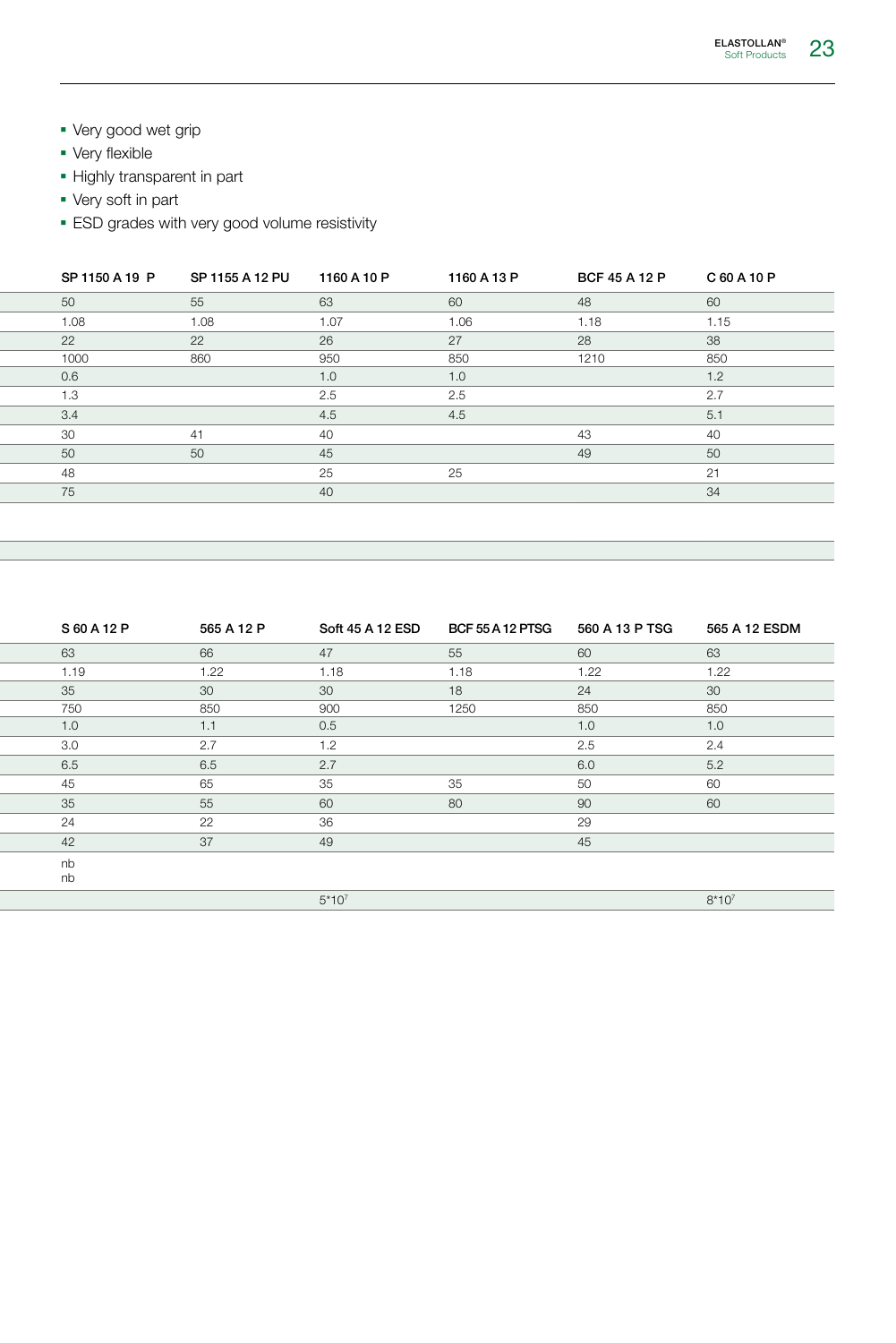- Very good wet grip
- Very flexible
- Highly transparent in part
- Very soft in part
- ESD grades with very good volume resistivity

| SP 1150 A 19 P | SP 1155 A 12 PU | 1160 A 10 P | 1160 A 13 P | BCF 45 A 12 P | C 60 A 10 P |
|---|---|---|---|---|---|
| 50 | 55 | 63 | 60 | 48 | 60 |
| 1.08 | 1.08 | 1.07 | 1.06 | 1.18 | 1.15 |
| 22 | 22 | 26 | 27 | 28 | 38 |
| 1000 | 860 | 950 | 850 | 1210 | 850 |
| 0.6 | | 1.0 | 1.0 | | 1.2 |
| 1.3 | | 2.5 | 2.5 | | 2.7 |
| 3.4 | | 4.5 | 4.5 | | 5.1 |
| 30 | 41 | 40 | | 43 | 40 |
| 50 | 50 | 45 | | 49 | 50 |
| 48 | | 25 | 25 | | 21 |
| 75 | | 40 | | | 34 |

| S 60 A 12 P | 565 A 12 P | Soft 45 A 12 ESD | BCF 55 A 12 PTSG | 560 A 13 P TSG | 565 A 12 ESDM |
|---|---|---|---|---|---|
| 63 | 66 | 47 | 55 | 60 | 63 |
| 1.19 | 1.22 | 1.18 | 1.18 | 1.22 | 1.22 |
| 35 | 30 | 30 | 18 | 24 | 30 |
| 750 | 850 | 900 | 1250 | 850 | 850 |
| 1.0 | 1.1 | 0.5 | | 1.0 | 1.0 |
| 3.0 | 2.7 | 1.2 | | 2.5 | 2.4 |
| 6.5 | 6.5 | 2.7 | | 6.0 | 5.2 |
| 45 | 65 | 35 | 35 | 50 | 60 |
| 35 | 55 | 60 | 80 | 90 | 60 |
| 24 | 22 | 36 | | 29 | |
| 42 | 37 | 49 | | 45 | |
| nb<br>nb | | | | | |
| | | $5 \cdot 10^7$ | | | $8 \cdot 10^7$ |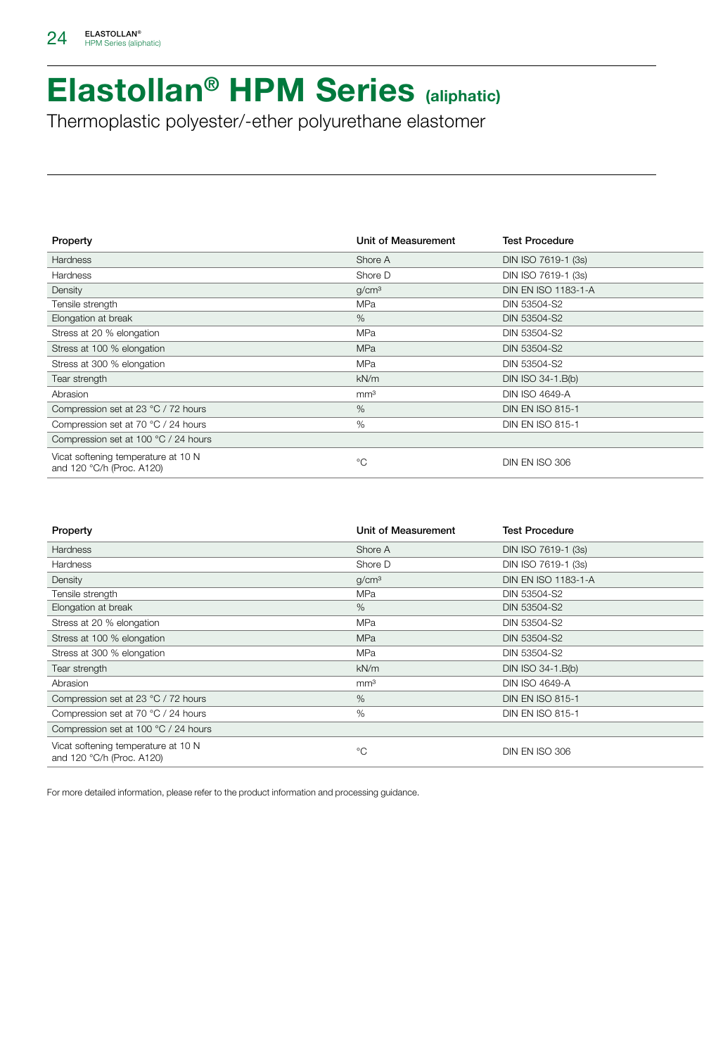# Elastollan® HPM Series (aliphatic)

Thermoplastic polyester/-ether polyurethane elastomer

| Property | Unit of Measurement | Test Procedure |
|---|---|---|
| Hardness | Shore A | DIN ISO 7619-1 (3s) |
| Hardness | Shore D | DIN ISO 7619-1 (3s) |
| Density | g/cm³ | DIN EN ISO 1183-1-A |
| Tensile strength | MPa | DIN 53504-S2 |
| Elongation at break | % | DIN 53504-S2 |
| Stress at 20 % elongation | MPa | DIN 53504-S2 |
| Stress at 100 % elongation | MPa | DIN 53504-S2 |
| Stress at 300 % elongation | MPa | DIN 53504-S2 |
| Tear strength | kN/m | DIN ISO 34-1.B(b) |
| Abrasion | mm³ | DIN ISO 4649-A |
| Compression set at 23 °C / 72 hours | % | DIN EN ISO 815-1 |
| Compression set at 70 °C / 24 hours | % | DIN EN ISO 815-1 |
| Compression set at 100 °C / 24 hours | | |
| Vicat softening temperature at 10 N and 120 °C/h (Proc. A120) | °C | DIN EN ISO 306 |

| Property | Unit of Measurement | Test Procedure |
|---|---|---|
| Hardness | Shore A | DIN ISO 7619-1 (3s) |
| Hardness | Shore D | DIN ISO 7619-1 (3s) |
| Density | g/cm³ | DIN EN ISO 1183-1-A |
| Tensile strength | MPa | DIN 53504-S2 |
| Elongation at break | % | DIN 53504-S2 |
| Stress at 20 % elongation | MPa | DIN 53504-S2 |
| Stress at 100 % elongation | MPa | DIN 53504-S2 |
| Stress at 300 % elongation | MPa | DIN 53504-S2 |
| Tear strength | kN/m | DIN ISO 34-1.B(b) |
| Abrasion | mm³ | DIN ISO 4649-A |
| Compression set at 23 °C / 72 hours | % | DIN EN ISO 815-1 |
| Compression set at 70 °C / 24 hours | % | DIN EN ISO 815-1 |
| Compression set at 100 °C / 24 hours | | |
| Vicat softening temperature at 10 N and 120 °C/h (Proc. A120) | °C | DIN EN ISO 306 |

For more detailed information, please refer to the product information and processing guidance.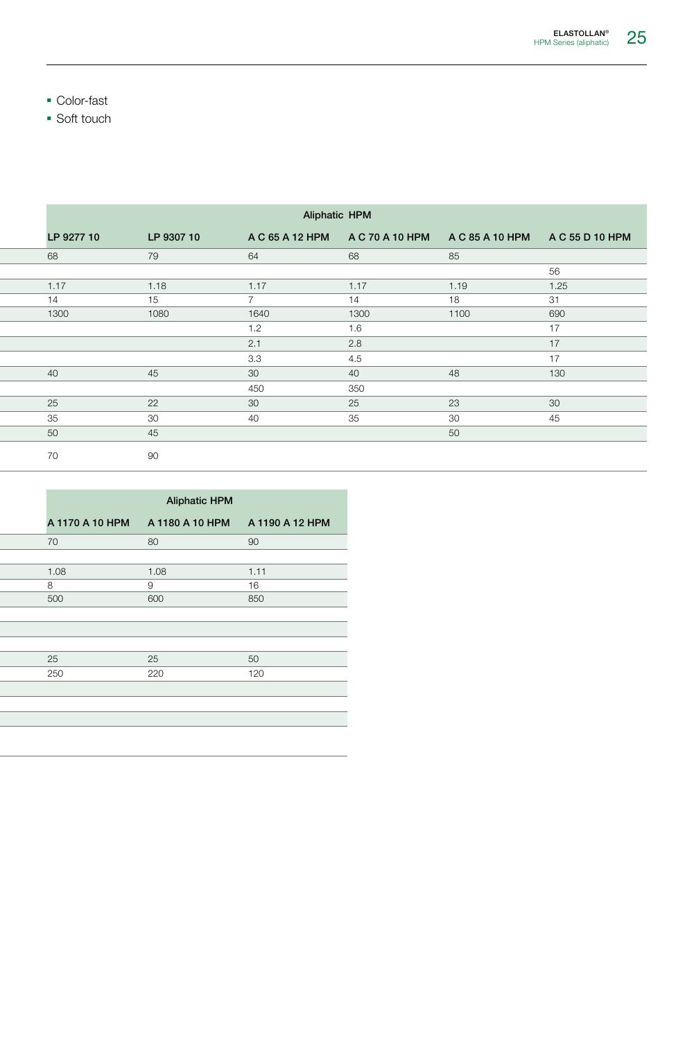- Color-fast
- Soft touch

| Aliphatic HPM | | | | | |
|---|---|---|---|---|---|
| LP 9277 10 | LP 9307 10 | A C 65 A 12 HPM | A C 70 A 10 HPM | A C 85 A 10 HPM | A C 55 D 10 HPM |
| 68 | 79 | 64 | 68 | 85 | |
| | | | | | 56 |
| 1.17 | 1.18 | 1.17 | 1.17 | 1.19 | 1.25 |
| 14 | 15 | 7 | 14 | 18 | 31 |
| 1300 | 1080 | 1640 | 1300 | 1100 | 690 |
| | | 1.2 | 1.6 | | 17 |
| | | 2.1 | 2.8 | | 17 |
| | | 3.3 | 4.5 | | 17 |
| 40 | 45 | 30 | 40 | 48 | 130 |
| | | 450 | 350 | | |
| 25 | 22 | 30 | 25 | 23 | 30 |
| 35 | 30 | 40 | 35 | 30 | 45 |
| 50 | 45 | | | 50 | |
| 70 | 90 | | | | |

| Aliphatic HPM | | |
|---|---|---|
| A 1170 A 10 HPM | A 1180 A 10 HPM | A 1190 A 12 HPM |
| 70 | 80 | 90 |
| | | |
| 1.08 | 1.08 | 1.11 |
| 8 | 9 | 16 |
| 500 | 600 | 850 |
| | | |
| | | |
| | | |
| 25 | 25 | 50 |
| 250 | 220 | 120 |
| | | |
| | | |
| | | |
| | | |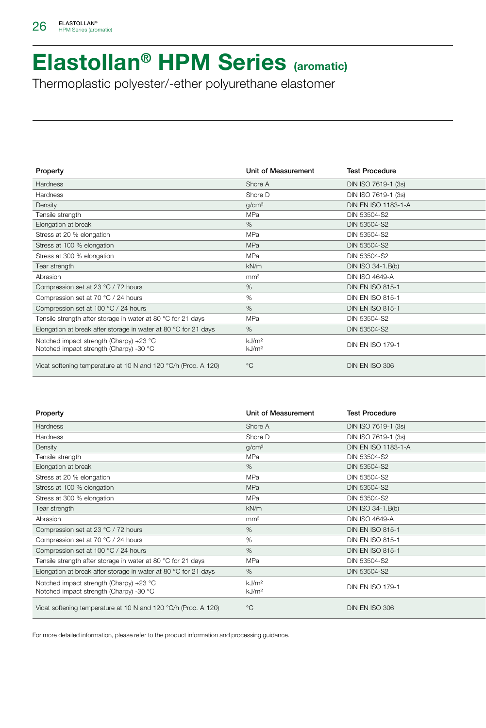# Elastollan® HPM Series (aromatic)

Thermoplastic polyester/-ether polyurethane elastomer

| Property | Unit of Measurement | Test Procedure |
|---|---|---|
| Hardness | Shore A | DIN ISO 7619-1 (3s) |
| Hardness | Shore D | DIN ISO 7619-1 (3s) |
| Density | g/cm³ | DIN EN ISO 1183-1-A |
| Tensile strength | MPa | DIN 53504-S2 |
| Elongation at break | % | DIN 53504-S2 |
| Stress at 20 % elongation | MPa | DIN 53504-S2 |
| Stress at 100 % elongation | MPa | DIN 53504-S2 |
| Stress at 300 % elongation | MPa | DIN 53504-S2 |
| Tear strength | kN/m | DIN ISO 34-1.B(b) |
| Abrasion | mm³ | DIN ISO 4649-A |
| Compression set at 23 °C / 72 hours | % | DIN EN ISO 815-1 |
| Compression set at 70 °C / 24 hours | % | DIN EN ISO 815-1 |
| Compression set at 100 °C / 24 hours | % | DIN EN ISO 815-1 |
| Tensile strength after storage in water at 80 °C for 21 days | MPa | DIN 53504-S2 |
| Elongation at break after storage in water at 80 °C for 21 days | % | DIN 53504-S2 |
| Notched impact strength (Charpy) +23 °C<br>Notched impact strength (Charpy) -30 °C | kJ/m²<br>kJ/m² | DIN EN ISO 179-1 |
| Vicat softening temperature at 10 N and 120 °C/h (Proc. A 120) | °C | DIN EN ISO 306 |

| Property | Unit of Measurement | Test Procedure |
|---|---|---|
| Hardness | Shore A | DIN ISO 7619-1 (3s) |
| Hardness | Shore D | DIN ISO 7619-1 (3s) |
| Density | g/cm³ | DIN EN ISO 1183-1-A |
| Tensile strength | MPa | DIN 53504-S2 |
| Elongation at break | % | DIN 53504-S2 |
| Stress at 20 % elongation | MPa | DIN 53504-S2 |
| Stress at 100 % elongation | MPa | DIN 53504-S2 |
| Stress at 300 % elongation | MPa | DIN 53504-S2 |
| Tear strength | kN/m | DIN ISO 34-1.B(b) |
| Abrasion | mm³ | DIN ISO 4649-A |
| Compression set at 23 °C / 72 hours | % | DIN EN ISO 815-1 |
| Compression set at 70 °C / 24 hours | % | DIN EN ISO 815-1 |
| Compression set at 100 °C / 24 hours | % | DIN EN ISO 815-1 |
| Tensile strength after storage in water at 80 °C for 21 days | MPa | DIN 53504-S2 |
| Elongation at break after storage in water at 80 °C for 21 days | % | DIN 53504-S2 |
| Notched impact strength (Charpy) +23 °C<br>Notched impact strength (Charpy) -30 °C | kJ/m²<br>kJ/m² | DIN EN ISO 179-1 |
| Vicat softening temperature at 10 N and 120 °C/h (Proc. A 120) | °C | DIN EN ISO 306 |

For more detailed information, please refer to the product information and processing guidance.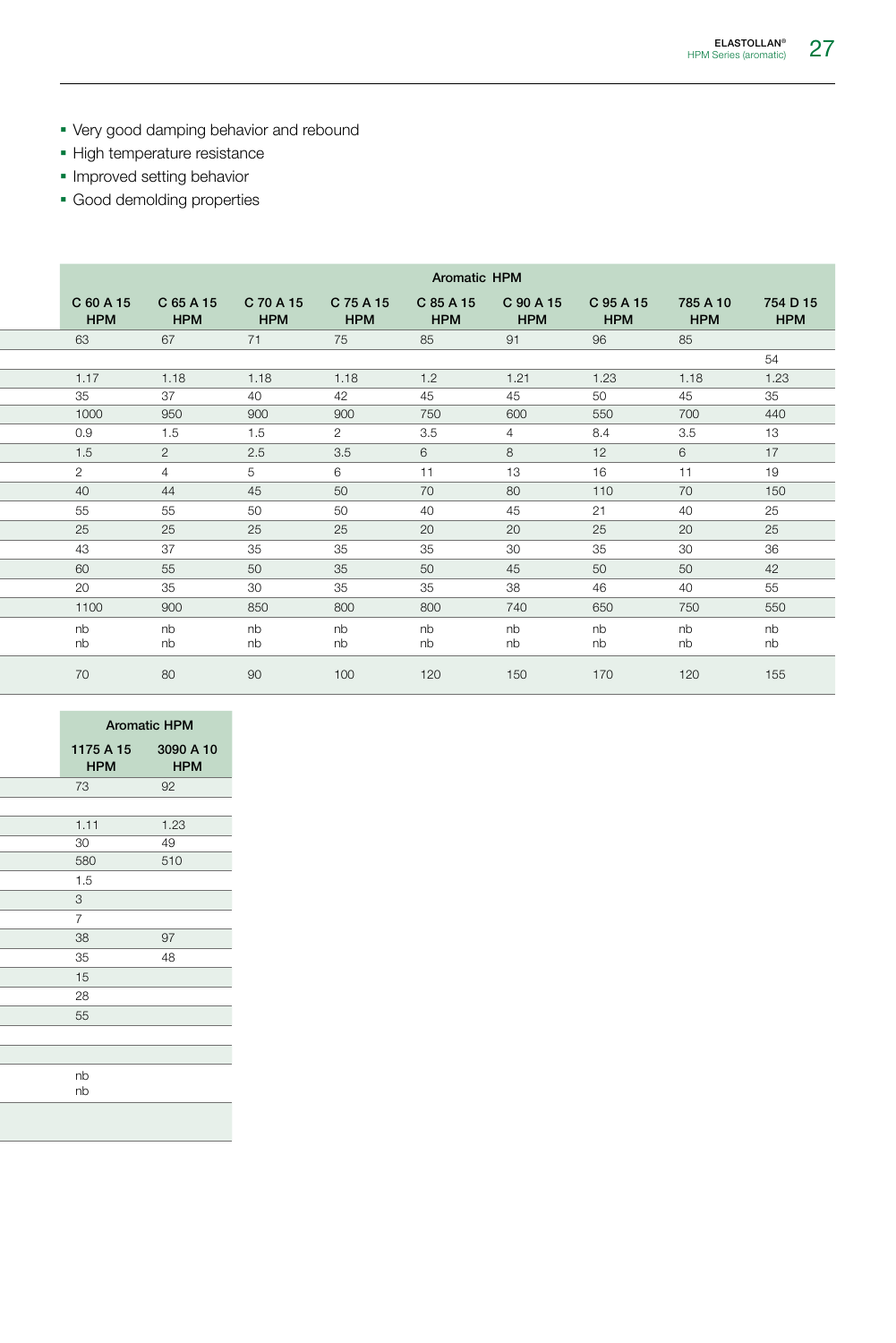- Very good damping behavior and rebound
- High temperature resistance
- Improved setting behavior
- Good demolding properties

| Aromatic HPM | | | | | | | | |
|---|---|---|---|---|---|---|---|---|
| C 60 A 15 HPM | C 65 A 15 HPM | C 70 A 15 HPM | C 75 A 15 HPM | C 85 A 15 HPM | C 90 A 15 HPM | C 95 A 15 HPM | 785 A 10 HPM | 754 D 15 HPM |
| 63 | 67 | 71 | 75 | 85 | 91 | 96 | 85 | |
| | | | | | | | | 54 |
| 1.17 | 1.18 | 1.18 | 1.18 | 1.2 | 1.21 | 1.23 | 1.18 | 1.23 |
| 35 | 37 | 40 | 42 | 45 | 45 | 50 | 45 | 35 |
| 1000 | 950 | 900 | 900 | 750 | 600 | 550 | 700 | 440 |
| 0.9 | 1.5 | 1.5 | 2 | 3.5 | 4 | 8.4 | 3.5 | 13 |
| 1.5 | 2 | 2.5 | 3.5 | 6 | 8 | 12 | 6 | 17 |
| 2 | 4 | 5 | 6 | 11 | 13 | 16 | 11 | 19 |
| 40 | 44 | 45 | 50 | 70 | 80 | 110 | 70 | 150 |
| 55 | 55 | 50 | 50 | 40 | 45 | 21 | 40 | 25 |
| 25 | 25 | 25 | 25 | 20 | 20 | 25 | 20 | 25 |
| 43 | 37 | 35 | 35 | 35 | 30 | 35 | 30 | 36 |
| 60 | 55 | 50 | 35 | 50 | 45 | 50 | 50 | 42 |
| 20 | 35 | 30 | 35 | 35 | 38 | 46 | 40 | 55 |
| 1100 | 900 | 850 | 800 | 800 | 740 | 650 | 750 | 550 |
| nb<br>nb | nb<br>nb | nb<br>nb | nb<br>nb | nb<br>nb | nb<br>nb | nb<br>nb | nb<br>nb | nb<br>nb |
| 70 | 80 | 90 | 100 | 120 | 150 | 170 | 120 | 155 |

| Aromatic HPM | |
|---|---|
| 1175 A 15 HPM | 3090 A 10 HPM |
| 73 | 92 |
| | |
| 1.11 | 1.23 |
| 30 | 49 |
| 580 | 510 |
| 1.5 | |
| 3 | |
| 7 | |
| 38 | 97 |
| 35 | 48 |
| 15 | |
| 28 | |
| 55 | |
| | |
| nb<br>nb | |
| | |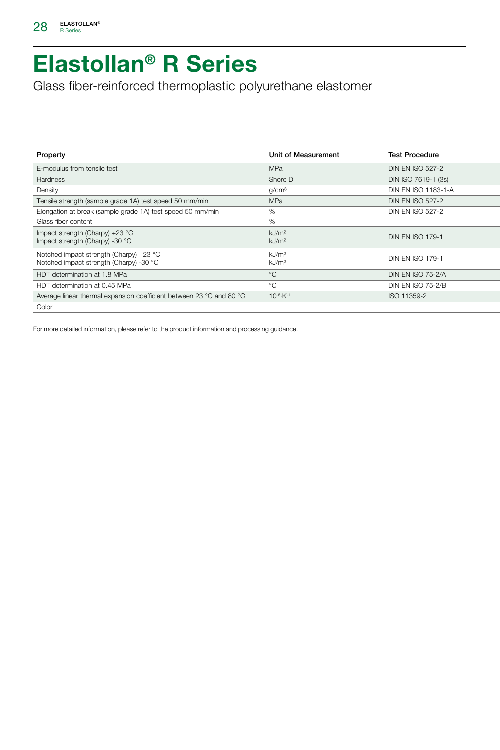# Elastollan® R Series

Glass fiber-reinforced thermoplastic polyurethane elastomer

| Property | Unit of Measurement | Test Procedure |
|---|---|---|
| E-modulus from tensile test | MPa | DIN EN ISO 527-2 |
| Hardness | Shore D | DIN ISO 7619-1 (3s) |
| Density | g/cm³ | DIN EN ISO 1183-1-A |
| Tensile strength (sample grade 1A) test speed 50 mm/min | MPa | DIN EN ISO 527-2 |
| Elongation at break (sample grade 1A) test speed 50 mm/min | % | DIN EN ISO 527-2 |
| Glass fiber content | % | |
| Impact strength (Charpy) +23 °C<br>Impact strength (Charpy) -30 °C | kJ/m²<br>kJ/m² | DIN EN ISO 179-1 |
| Notched impact strength (Charpy) +23 °C<br>Notched impact strength (Charpy) -30 °C | kJ/m²<br>kJ/m² | DIN EN ISO 179-1 |
| HDT determination at 1.8 MPa | °C | DIN EN ISO 75-2/A |
| HDT determination at 0.45 MPa | °C | DIN EN ISO 75-2/B |
| Average linear thermal expansion coefficient between 23 °C and 80 °C | $10^{-6} \cdot K^{-1}$ | ISO 11359-2 |
| Color | | |

For more detailed information, please refer to the product information and processing guidance.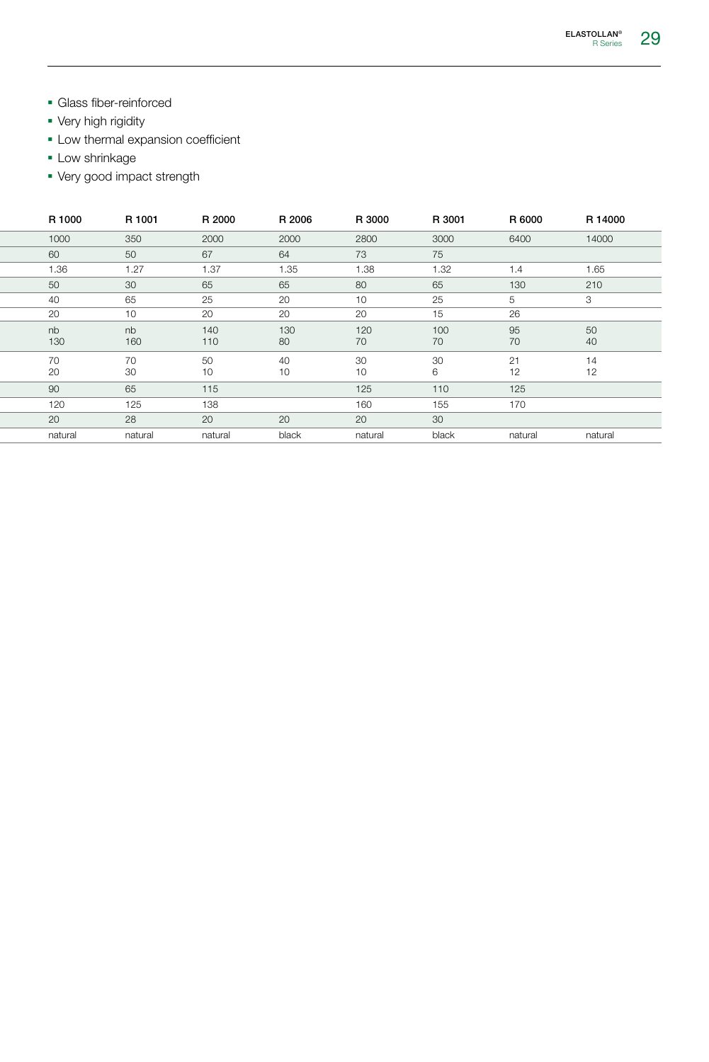- Glass fiber-reinforced
- Very high rigidity
- Low thermal expansion coefficient
- Low shrinkage
- Very good impact strength

| R 1000 | R 1001 | R 2000 | R 2006 | R 3000 | R 3001 | R 6000 | R 14000 |
|---|---|---|---|---|---|---|---|
| 1000 | 350 | 2000 | 2000 | 2800 | 3000 | 6400 | 14000 |
| 60 | 50 | 67 | 64 | 73 | 75 | | |
| 1.36 | 1.27 | 1.37 | 1.35 | 1.38 | 1.32 | 1.4 | 1.65 |
| 50 | 30 | 65 | 65 | 80 | 65 | 130 | 210 |
| 40 | 65 | 25 | 20 | 10 | 25 | 5 | 3 |
| 20 | 10 | 20 | 20 | 20 | 15 | 26 | |
| nb<br>130 | nb<br>160 | 140<br>110 | 130<br>80 | 120<br>70 | 100<br>70 | 95<br>70 | 50<br>40 |
| 70<br>20 | 70<br>30 | 50<br>10 | 40<br>10 | 30<br>10 | 30<br>6 | 21<br>12 | 14<br>12 |
| 90 | 65 | 115 | | 125 | 110 | 125 | |
| 120 | 125 | 138 | | 160 | 155 | 170 | |
| 20 | 28 | 20 | 20 | 20 | 30 | | |
| natural | natural | natural | black | natural | black | natural | natural |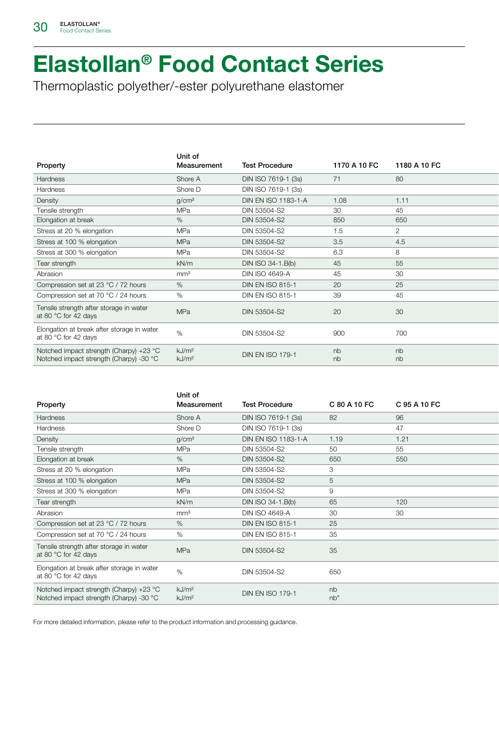# Elastollan® Food Contact Series

Thermoplastic polyether/-ester polyurethane elastomer

| Property | Unit of Measurement | Test Procedure | 1170 A 10 FC | 1180 A 10 FC |
|---|---|---|---|---|
| Hardness | Shore A | DIN ISO 7619-1 (3s) | 71 | 80 |
| Hardness | Shore D | DIN ISO 7619-1 (3s) | | |
| Density | g/cm³ | DIN EN ISO 1183-1-A | 1.08 | 1.11 |
| Tensile strength | MPa | DIN 53504-S2 | 30 | 45 |
| Elongation at break | % | DIN 53504-S2 | 850 | 650 |
| Stress at 20 % elongation | MPa | DIN 53504-S2 | 1.5 | 2 |
| Stress at 100 % elongation | MPa | DIN 53504-S2 | 3.5 | 4.5 |
| Stress at 300 % elongation | MPa | DIN 53504-S2 | 6.3 | 8 |
| Tear strength | kN/m | DIN ISO 34-1.B(b) | 45 | 55 |
| Abrasion | mm³ | DIN ISO 4649-A | 45 | 30 |
| Compression set at 23 °C / 72 hours | % | DIN EN ISO 815-1 | 20 | 25 |
| Compression set at 70 °C / 24 hours | % | DIN EN ISO 815-1 | 39 | 45 |
| Tensile strength after storage in water at 80 °C for 42 days | MPa | DIN 53504-S2 | 20 | 30 |
| Elongation at break after storage in water at 80 °C for 42 days | % | DIN 53504-S2 | 900 | 700 |
| Notched impact strength (Charpy) +23 °C<br>Notched impact strength (Charpy) -30 °C | kJ/m²<br>kJ/m² | DIN EN ISO 179-1 | nb<br>nb | nb<br>nb |

| Property | Unit of Measurement | Test Procedure | C 80 A 10 FC | C 95 A 10 FC |
|---|---|---|---|---|
| Hardness | Shore A | DIN ISO 7619-1 (3s) | 82 | 96 |
| Hardness | Shore D | DIN ISO 7619-1 (3s) | | 47 |
| Density | g/cm³ | DIN EN ISO 1183-1-A | 1.19 | 1.21 |
| Tensile strength | MPa | DIN 53504-S2 | 50 | 55 |
| Elongation at break | % | DIN 53504-S2 | 650 | 550 |
| Stress at 20 % elongation | MPa | DIN 53504-S2 | 3 | |
| Stress at 100 % elongation | MPa | DIN 53504-S2 | 5 | |
| Stress at 300 % elongation | MPa | DIN 53504-S2 | 9 | |
| Tear strength | kN/m | DIN ISO 34-1.B(b) | 65 | 120 |
| Abrasion | mm³ | DIN ISO 4649-A | 30 | 30 |
| Compression set at 23 °C / 72 hours | % | DIN EN ISO 815-1 | 25 | |
| Compression set at 70 °C / 24 hours | % | DIN EN ISO 815-1 | 35 | |
| Tensile strength after storage in water at 80 °C for 42 days | MPa | DIN 53504-S2 | 35 | |
| Elongation at break after storage in water at 80 °C for 42 days | % | DIN 53504-S2 | 650 | |
| Notched impact strength (Charpy) +23 °C<br>Notched impact strength (Charpy) -30 °C | kJ/m²<br>kJ/m² | DIN EN ISO 179-1 | nb<br>nb" | |

For more detailed information, please refer to the product information and processing guidance.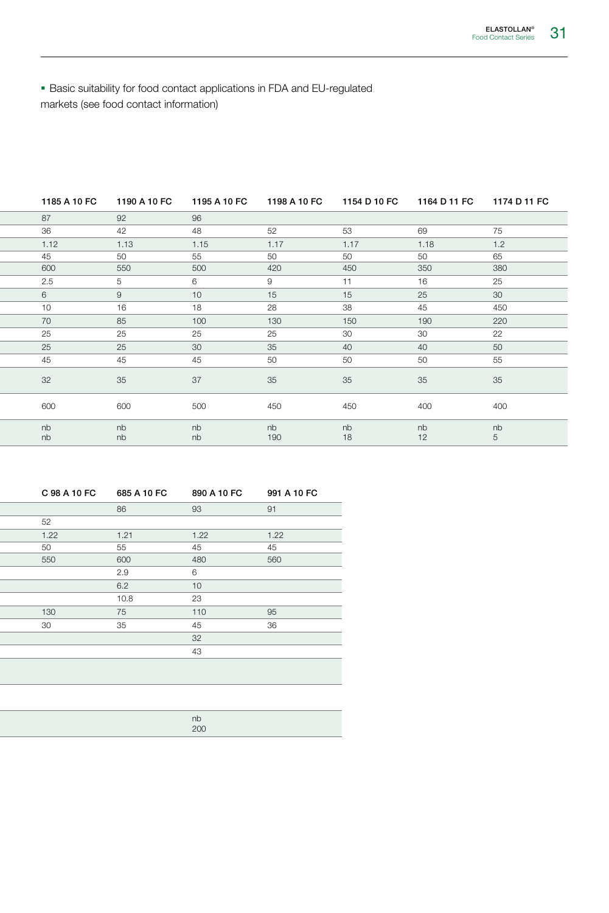▪ Basic suitability for food contact applications in FDA and EU-regulated markets (see food contact information)

| 1185 A 10 FC | 1190 A 10 FC | 1195 A 10 FC | 1198 A 10 FC | 1154 D 10 FC | 1164 D 11 FC | 1174 D 11 FC |
|---|---|---|---|---|---|---|
| 87 | 92 | 96 | | | | |
| 36 | 42 | 48 | 52 | 53 | 69 | 75 |
| 1.12 | 1.13 | 1.15 | 1.17 | 1.17 | 1.18 | 1.2 |
| 45 | 50 | 55 | 50 | 50 | 50 | 65 |
| 600 | 550 | 500 | 420 | 450 | 350 | 380 |
| 2.5 | 5 | 6 | 9 | 11 | 16 | 25 |
| 6 | 9 | 10 | 15 | 15 | 25 | 30 |
| 10 | 16 | 18 | 28 | 38 | 45 | 450 |
| 70 | 85 | 100 | 130 | 150 | 190 | 220 |
| 25 | 25 | 25 | 25 | 30 | 30 | 22 |
| 25 | 25 | 30 | 35 | 40 | 40 | 50 |
| 45 | 45 | 45 | 50 | 50 | 50 | 55 |
| 32 | 35 | 37 | 35 | 35 | 35 | 35 |
| 600 | 600 | 500 | 450 | 450 | 400 | 400 |
| nb<br>nb | nb<br>nb | nb<br>nb | nb<br>190 | nb<br>18 | nb<br>12 | nb<br>5 |

| C 98 A 10 FC | 685 A 10 FC | 890 A 10 FC | 991 A 10 FC |
|---|---|---|---|
| | 86 | 93 | 91 |
| 52 | | | |
| 1.22 | 1.21 | 1.22 | 1.22 |
| 50 | 55 | 45 | 45 |
| 550 | 600 | 480 | 560 |
| | 2.9 | 6 | |
| | 6.2 | 10 | |
| | 10.8 | 23 | |
| 130 | 75 | 110 | 95 |
| 30 | 35 | 45 | 36 |
| | | 32 | |
| | | 43 | |
| | | | |
| | | | |
| | | nb<br>200 | |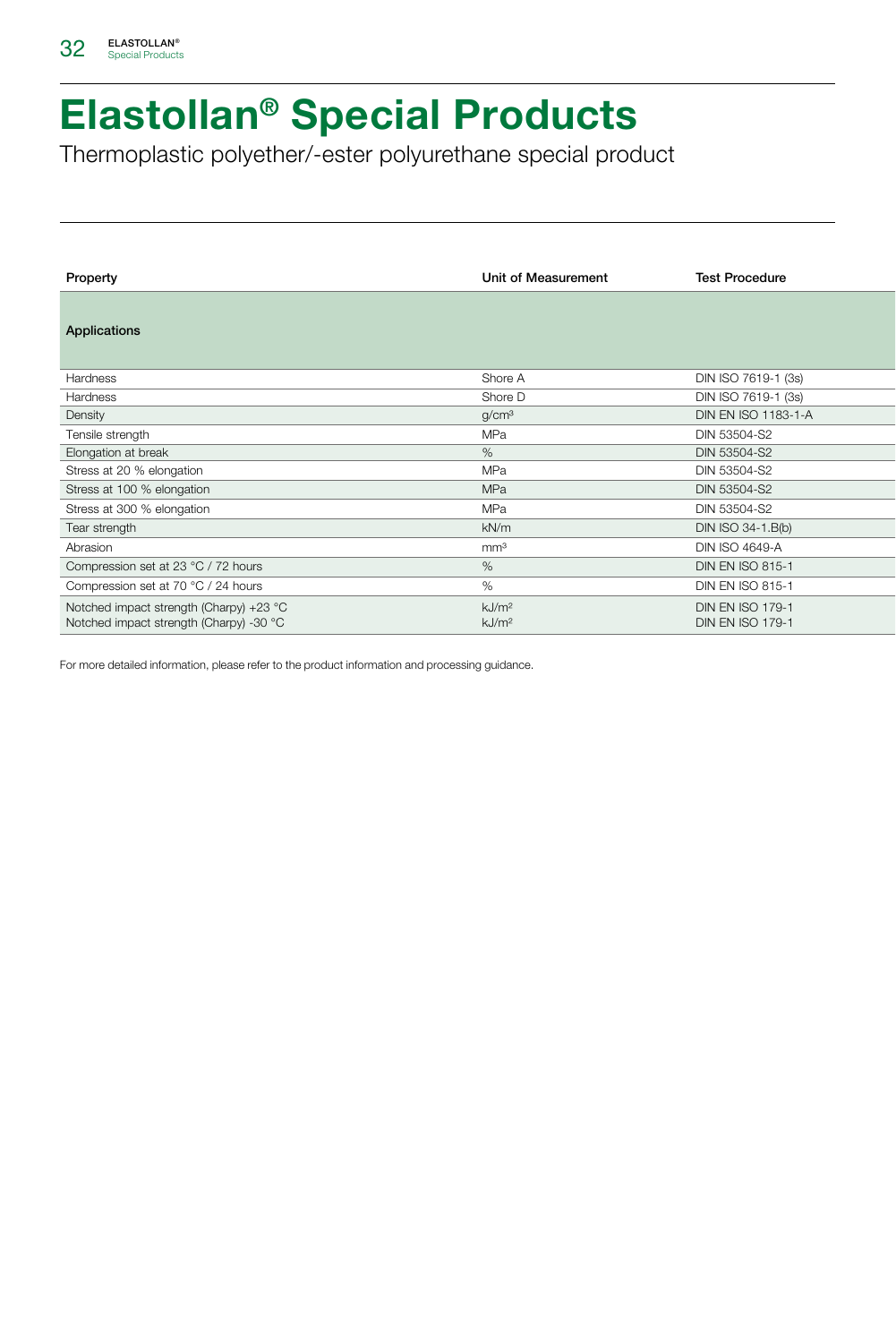# Elastollan® Special Products

Thermoplastic polyether/-ester polyurethane special product

| Property | Unit of Measurement | Test Procedure |
|---|---|---|
| **Applications** | | |
| Hardness | Shore A | DIN ISO 7619-1 (3s) |
| Hardness | Shore D | DIN ISO 7619-1 (3s) |
| Density | g/cm³ | DIN EN ISO 1183-1-A |
| Tensile strength | MPa | DIN 53504-S2 |
| Elongation at break | % | DIN 53504-S2 |
| Stress at 20 % elongation | MPa | DIN 53504-S2 |
| Stress at 100 % elongation | MPa | DIN 53504-S2 |
| Stress at 300 % elongation | MPa | DIN 53504-S2 |
| Tear strength | kN/m | DIN ISO 34-1.B(b) |
| Abrasion | mm³ | DIN ISO 4649-A |
| Compression set at 23 °C / 72 hours | % | DIN EN ISO 815-1 |
| Compression set at 70 °C / 24 hours | % | DIN EN ISO 815-1 |
| Notched impact strength (Charpy) +23 °C<br>Notched impact strength (Charpy) -30 °C | kJ/m²<br>kJ/m² | DIN EN ISO 179-1<br>DIN EN ISO 179-1 |

For more detailed information, please refer to the product information and processing guidance.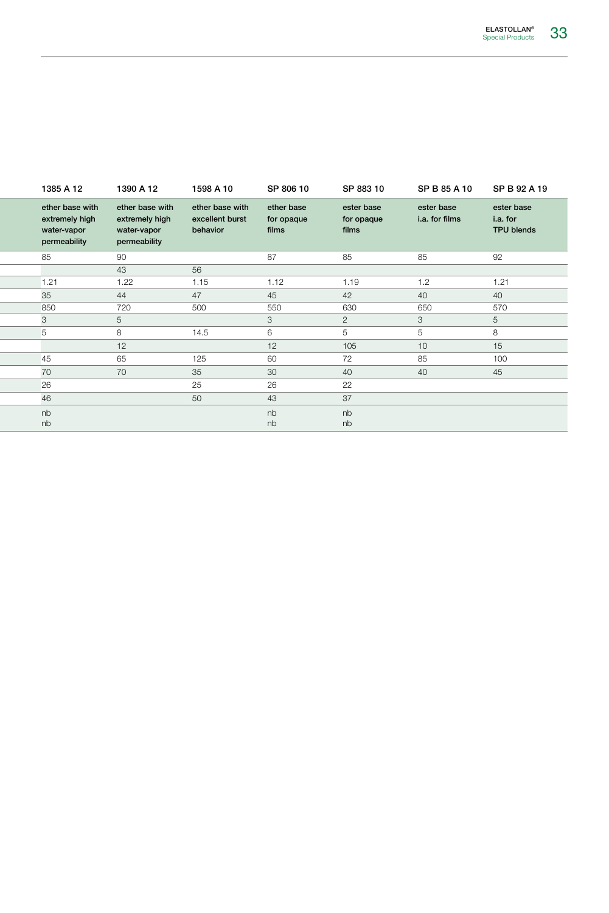| 1385 A 12 | 1390 A 12 | 1598 A 10 | SP 806 10 | SP 883 10 | SP B 85 A 10 | SP B 92 A 19 |
|---|---|---|---|---|---|---|
| ether base with extremely high water-vapor permeability | ether base with extremely high water-vapor permeability | ether base with excellent burst behavior | ether base for opaque films | ester base for opaque films | ester base i.a. for films | ester base i.a. for TPU blends |
| 85 | 90 | | 87 | 85 | 85 | 92 |
| | 43 | 56 | | | | |
| 1.21 | 1.22 | 1.15 | 1.12 | 1.19 | 1.2 | 1.21 |
| 35 | 44 | 47 | 45 | 42 | 40 | 40 |
| 850 | 720 | 500 | 550 | 630 | 650 | 570 |
| 3 | 5 | | 3 | 2 | 3 | 5 |
| 5 | 8 | 14.5 | 6 | 5 | 5 | 8 |
| | 12 | | 12 | 105 | 10 | 15 |
| 45 | 65 | 125 | 60 | 72 | 85 | 100 |
| 70 | 70 | 35 | 30 | 40 | 40 | 45 |
| 26 | | 25 | 26 | 22 | | |
| 46 | | 50 | 43 | 37 | | |
| nb<br>nb | | | nb<br>nb | nb<br>nb | | |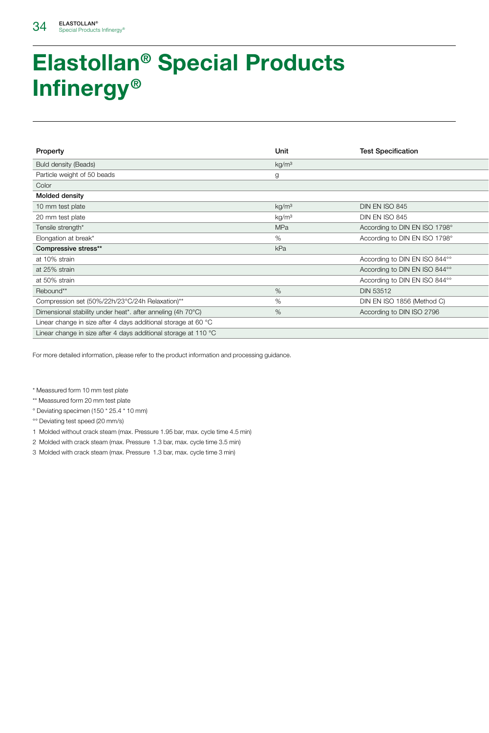# Elastollan® Special Products Infinergy®

| Property | Unit | Test Specification |
|---|---|---|
| Buld density (Beads) | kg/m³ | |
| Particle weight of 50 beads | g | |
| Color | | |
| **Molded density** | | |
| 10 mm test plate | kg/m³ | DIN EN ISO 845 |
| 20 mm test plate | kg/m³ | DIN EN ISO 845 |
| Tensile strength* | MPa | According to DIN EN ISO 1798° |
| Elongation at break* | % | According to DIN EN ISO 1798° |
| **Compressive stress**** | kPa | |
| at 10% strain | | According to DIN EN ISO 844°° |
| at 25% strain | | According to DIN EN ISO 844°° |
| at 50% strain | | According to DIN EN ISO 844°° |
| Rebound** | % | DIN 53512 |
| Compression set (50%/22h/23°C/24h Relaxation)** | % | DIN EN ISO 1856 (Method C) |
| Dimensional stability under heat*. after anneling (4h 70°C) | % | According to DIN ISO 2796 |
| Linear change in size after 4 days additional storage at 60 °C | | |
| Linear change in size after 4 days additional storage at 110 °C | | |

For more detailed information, please refer to the product information and processing guidance.

\* Meassured form 10 mm test plate

** Meassured form 20 mm test plate

° Deviating specimen (150 * 25.4 * 10 mm)

°° Deviating test speed (20 mm/s)

1 Molded without crack steam (max. Pressure 1.95 bar, max. cycle time 4.5 min)

2 Molded with crack steam (max. Pressure 1.3 bar, max. cycle time 3.5 min)

3 Molded with crack steam (max. Pressure 1.3 bar, max. cycle time 3 min)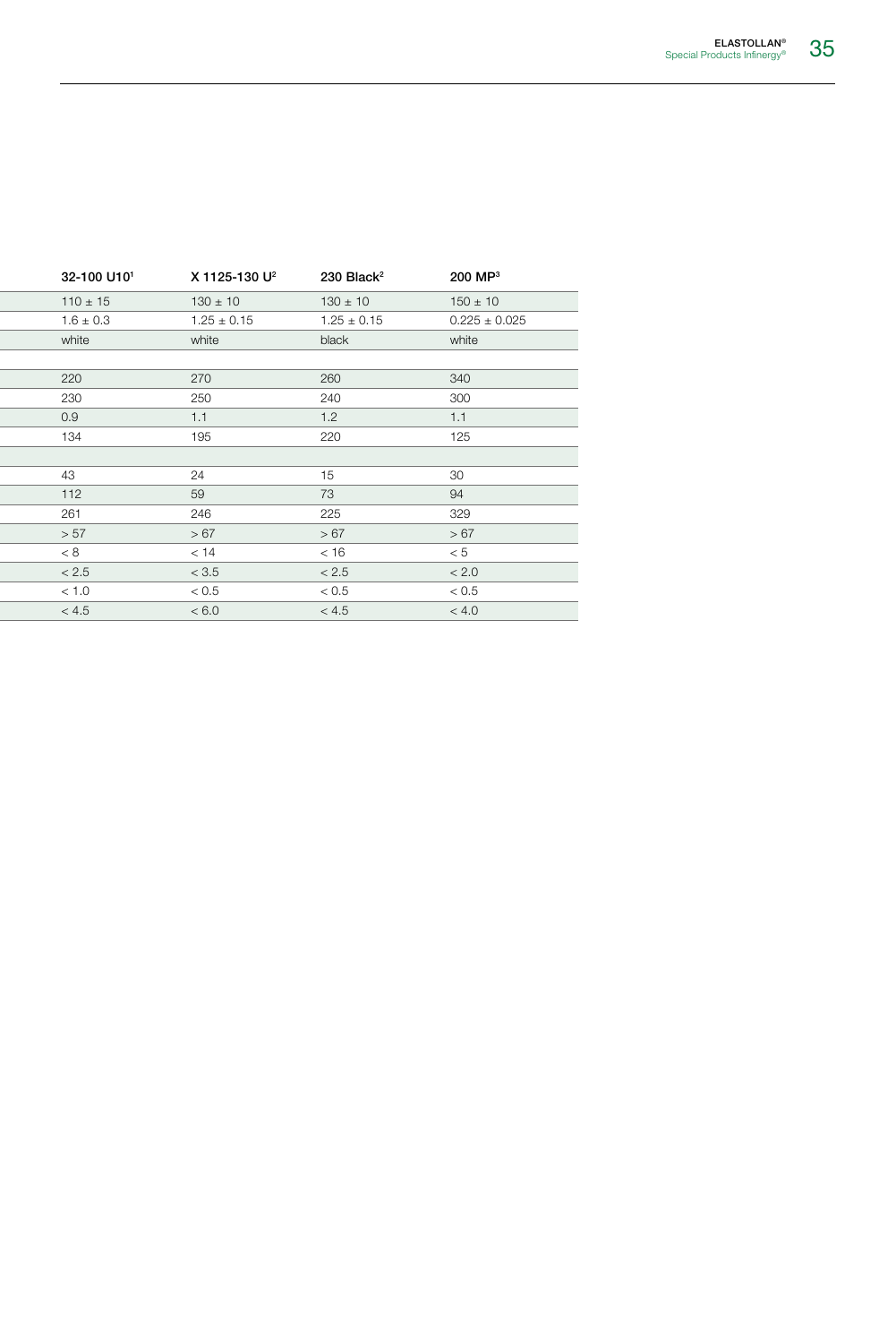| 32-100 U10[1] | X 1125-130 U[2] | 230 Black[2] | 200 MP[3] |
|---|---|---|---|
| 110 ± 15 | 130 ± 10 | 130 ± 10 | 150 ± 10 |
| 1.6 ± 0.3 | 1.25 ± 0.15 | 1.25 ± 0.15 | 0.225 ± 0.025 |
| white | white | black | white |
| | | | |
| 220 | 270 | 260 | 340 |
| 230 | 250 | 240 | 300 |
| 0.9 | 1.1 | 1.2 | 1.1 |
| 134 | 195 | 220 | 125 |
| | | | |
| 43 | 24 | 15 | 30 |
| 112 | 59 | 73 | 94 |
| 261 | 246 | 225 | 329 |
| > 57 | > 67 | > 67 | > 67 |
| < 8 | < 14 | < 16 | < 5 |
| < 2.5 | < 3.5 | < 2.5 | < 2.0 |
| < 1.0 | < 0.5 | < 0.5 | < 0.5 |
| < 4.5 | < 6.0 | < 4.5 | < 4.0 |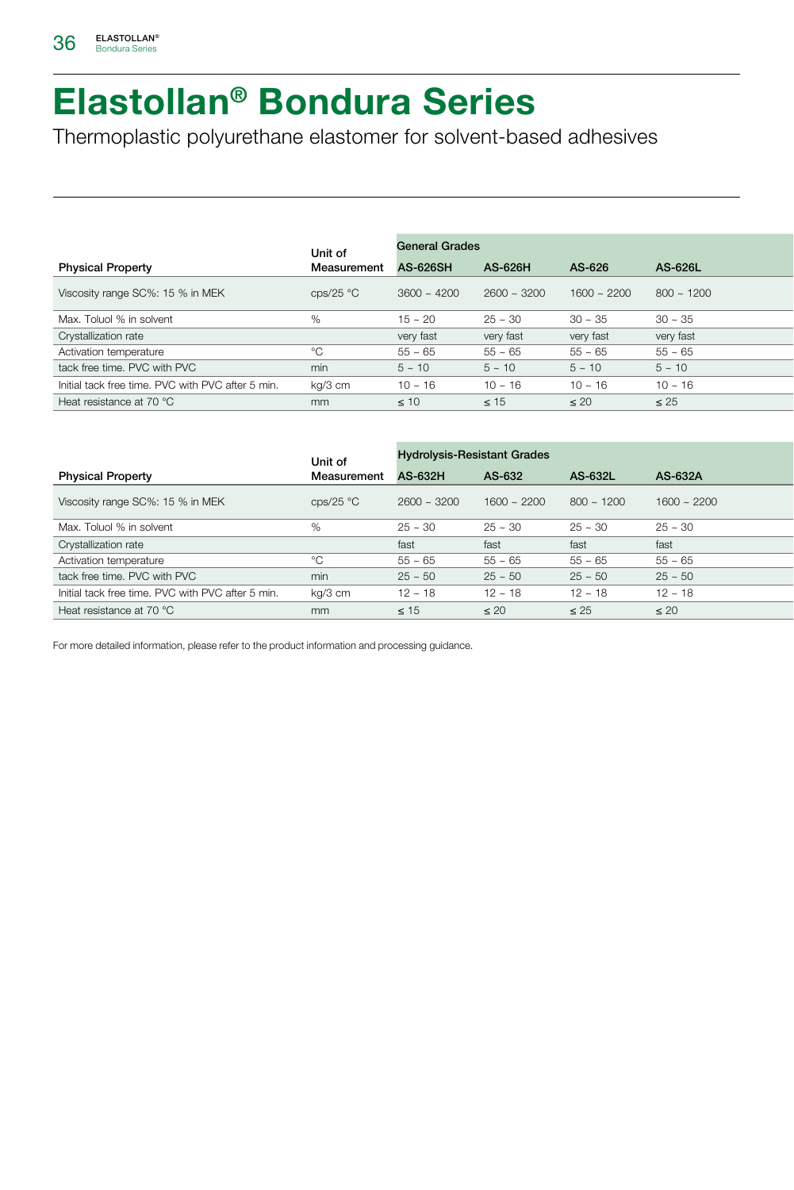# Elastollan® Bondura Series

Thermoplastic polyurethane elastomer for solvent-based adhesives

| Physical Property | Unit of Measurement | General Grades | | | |
|---|---|---|---|---|---|
| | | AS-626SH | AS-626H | AS-626 | AS-626L |
| Viscosity range SC%: 15 % in MEK | cps/25 °C | 3600 ~ 4200 | 2600 ~ 3200 | 1600 ~ 2200 | 800 ~ 1200 |
| Max. Toluol % in solvent | % | 15 ~ 20 | 25 ~ 30 | 30 ~ 35 | 30 ~ 35 |
| Crystallization rate | | very fast | very fast | very fast | very fast |
| Activation temperature | °C | 55 ~ 65 | 55 ~ 65 | 55 ~ 65 | 55 ~ 65 |
| tack free time. PVC with PVC | min | 5 ~ 10 | 5 ~ 10 | 5 ~ 10 | 5 ~ 10 |
| Initial tack free time. PVC with PVC after 5 min. | kg/3 cm | 10 ~ 16 | 10 ~ 16 | 10 ~ 16 | 10 ~ 16 |
| Heat resistance at 70 °C | mm | ≤ 10 | ≤ 15 | ≤ 20 | ≤ 25 |

| Physical Property | Unit of Measurement | Hydrolysis-Resistant Grades | | | |
|---|---|---|---|---|---|
| | | AS-632H | AS-632 | AS-632L | AS-632A |
| Viscosity range SC%: 15 % in MEK | cps/25 °C | 2600 ~ 3200 | 1600 ~ 2200 | 800 ~ 1200 | 1600 ~ 2200 |
| Max. Toluol % in solvent | % | 25 ~ 30 | 25 ~ 30 | 25 ~ 30 | 25 ~ 30 |
| Crystallization rate | | fast | fast | fast | fast |
| Activation temperature | °C | 55 ~ 65 | 55 ~ 65 | 55 ~ 65 | 55 ~ 65 |
| tack free time. PVC with PVC | min | 25 ~ 50 | 25 ~ 50 | 25 ~ 50 | 25 ~ 50 |
| Initial tack free time. PVC with PVC after 5 min. | kg/3 cm | 12 ~ 18 | 12 ~ 18 | 12 ~ 18 | 12 ~ 18 |
| Heat resistance at 70 °C | mm | ≤ 15 | ≤ 20 | ≤ 25 | ≤ 20 |

For more detailed information, please refer to the product information and processing guidance.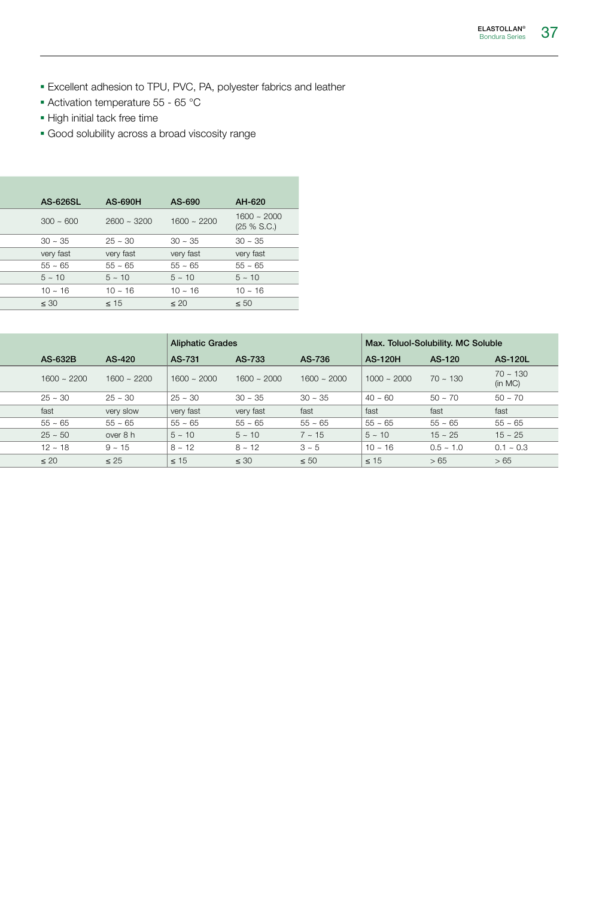- Excellent adhesion to TPU, PVC, PA, polyester fabrics and leather
- Activation temperature 55 - 65 °C
- High initial tack free time
- Good solubility across a broad viscosity range

| AS-626SL | AS-690H | AS-690 | AH-620 |
|---|---|---|---|
| 300 ~ 600 | 2600 ~ 3200 | 1600 ~ 2200 | 1600 ~ 2000 (25 % S.C.) |
| 30 ~ 35 | 25 ~ 30 | 30 ~ 35 | 30 ~ 35 |
| very fast | very fast | very fast | very fast |
| 55 ~ 65 | 55 ~ 65 | 55 ~ 65 | 55 ~ 65 |
| 5 ~ 10 | 5 ~ 10 | 5 ~ 10 | 5 ~ 10 |
| 10 ~ 16 | 10 ~ 16 | 10 ~ 16 | 10 ~ 16 |
| ≤ 30 | ≤ 15 | ≤ 20 | ≤ 50 |

| | | Aliphatic Grades | | | Max. Toluol-Solubility. MC Soluble | | |
|---|---|---|---|---|---|---|---|
| AS-632B | AS-420 | AS-731 | AS-733 | AS-736 | AS-120H | AS-120 | AS-120L |
| 1600 ~ 2200 | 1600 ~ 2200 | 1600 ~ 2000 | 1600 ~ 2000 | 1600 ~ 2000 | 1000 ~ 2000 | 70 ~ 130 | 70 ~ 130 (in MC) |
| 25 ~ 30 | 25 ~ 30 | 25 ~ 30 | 30 ~ 35 | 30 ~ 35 | 40 ~ 60 | 50 ~ 70 | 50 ~ 70 |
| fast | very slow | very fast | very fast | fast | fast | fast | fast |
| 55 ~ 65 | 55 ~ 65 | 55 ~ 65 | 55 ~ 65 | 55 ~ 65 | 55 ~ 65 | 55 ~ 65 | 55 ~ 65 |
| 25 ~ 50 | over 8 h | 5 ~ 10 | 5 ~ 10 | 7 ~ 15 | 5 ~ 10 | 15 ~ 25 | 15 ~ 25 |
| 12 ~ 18 | 9 ~ 15 | 8 ~ 12 | 8 ~ 12 | 3 ~ 5 | 10 ~ 16 | 0.5 ~ 1.0 | 0.1 ~ 0.3 |
| ≤ 20 | ≤ 25 | ≤ 15 | ≤ 30 | ≤ 50 | ≤ 15 | > 65 | > 65 |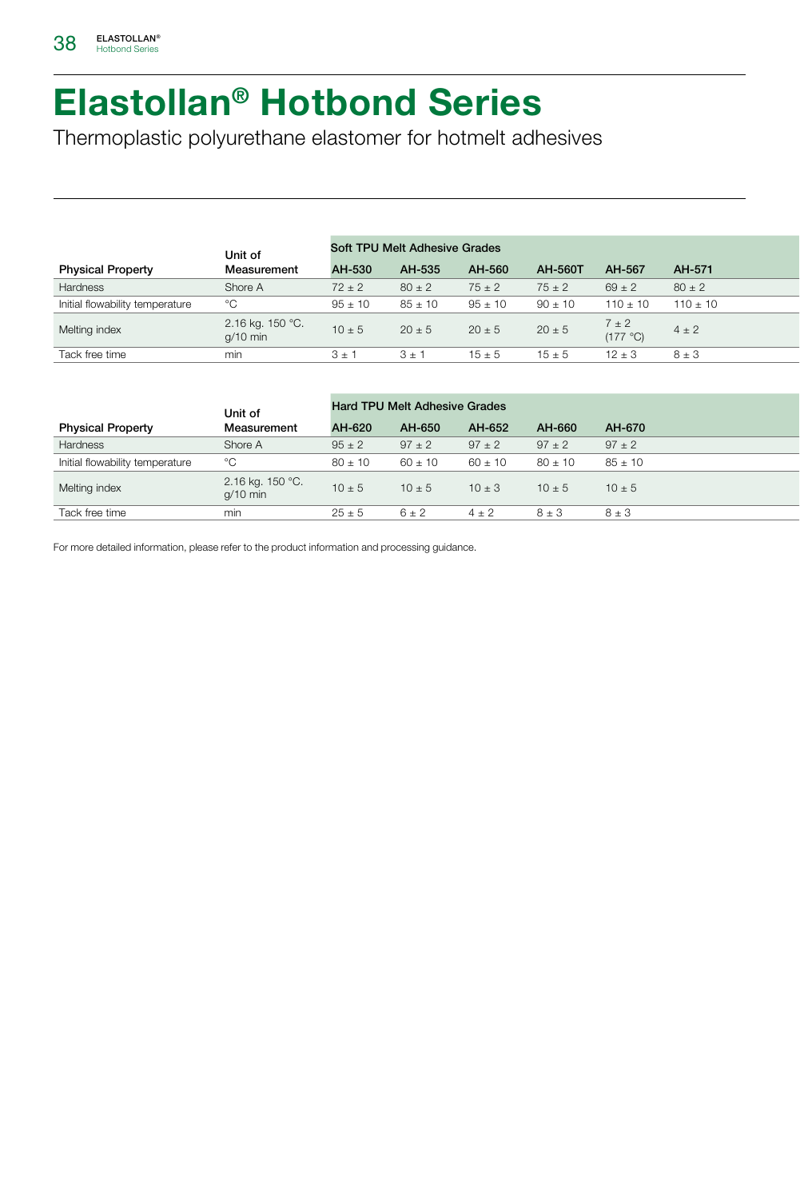# Elastollan® Hotbond Series

Thermoplastic polyurethane elastomer for hotmelt adhesives

| Physical Property | Unit of Measurement | Soft TPU Melt Adhesive Grades | | | | | |
|---|---|---|---|---|---|---|---|
| | | AH-530 | AH-535 | AH-560 | AH-560T | AH-567 | AH-571 |
| Hardness | Shore A | 72 ± 2 | 80 ± 2 | 75 ± 2 | 75 ± 2 | 69 ± 2 | 80 ± 2 |
| Initial flowability temperature | °C | 95 ± 10 | 85 ± 10 | 95 ± 10 | 90 ± 10 | 110 ± 10 | 110 ± 10 |
| Melting index | 2.16 kg. 150 °C. g/10 min | 10 ± 5 | 20 ± 5 | 20 ± 5 | 20 ± 5 | 7 ± 2 (177 °C) | 4 ± 2 |
| Tack free time | min | 3 ± 1 | 3 ± 1 | 15 ± 5 | 15 ± 5 | 12 ± 3 | 8 ± 3 |

| Physical Property | Unit of Measurement | Hard TPU Melt Adhesive Grades | | | | |
|---|---|---|---|---|---|---|
| | | AH-620 | AH-650 | AH-652 | AH-660 | AH-670 |
| Hardness | Shore A | 95 ± 2 | 97 ± 2 | 97 ± 2 | 97 ± 2 | 97 ± 2 |
| Initial flowability temperature | °C | 80 ± 10 | 60 ± 10 | 60 ± 10 | 80 ± 10 | 85 ± 10 |
| Melting index | 2.16 kg. 150 °C. g/10 min | 10 ± 5 | 10 ± 5 | 10 ± 3 | 10 ± 5 | 10 ± 5 |
| Tack free time | min | 25 ± 5 | 6 ± 2 | 4 ± 2 | 8 ± 3 | 8 ± 3 |

For more detailed information, please refer to the product information and processing guidance.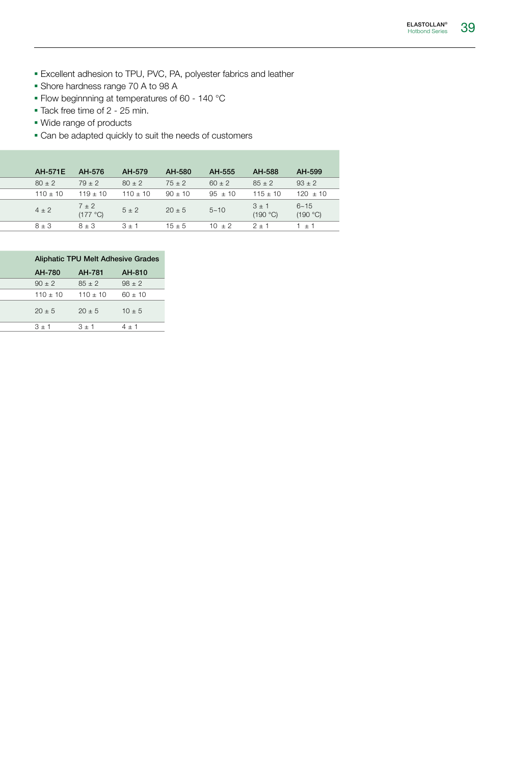- Excellent adhesion to TPU, PVC, PA, polyester fabrics and leather
- Shore hardness range 70 A to 98 A
- Flow beginnning at temperatures of 60 - 140 °C
- Tack free time of 2 - 25 min.
- Wide range of products
- Can be adapted quickly to suit the needs of customers

| AH-571E | AH-576 | AH-579 | AH-580 | AH-555 | AH-588 | AH-599 |
|---|---|---|---|---|---|---|
| 80 ± 2 | 79 ± 2 | 80 ± 2 | 75 ± 2 | 60 ± 2 | 85 ± 2 | 93 ± 2 |
| 110 ± 10 | 119 ± 10 | 110 ± 10 | 90 ± 10 | 95 ± 10 | 115 ± 10 | 120 ± 10 |
| 4 ± 2 | 7 ± 2 (177 °C) | 5 ± 2 | 20 ± 5 | 5~10 | 3 ± 1 (190 °C) | 6~15 (190 °C) |
| 8 ± 3 | 8 ± 3 | 3 ± 1 | 15 ± 5 | 10 ± 2 | 2 ± 1 | 1 ± 1 |

| Aliphatic TPU Melt Adhesive Grades | | |
|---|---|---|
| AH-780 | AH-781 | AH-810 |
| 90 ± 2 | 85 ± 2 | 98 ± 2 |
| 110 ± 10 | 110 ± 10 | 60 ± 10 |
| 20 ± 5 | 20 ± 5 | 10 ± 5 |
| 3 ± 1 | 3 ± 1 | 4 ± 1 |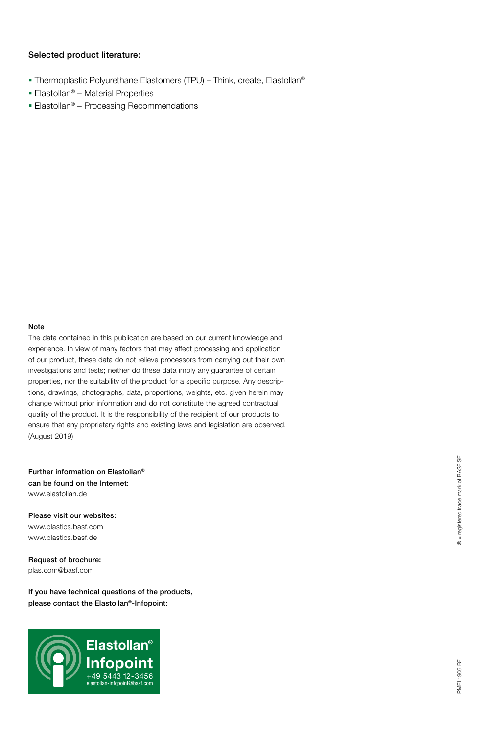**Selected product literature:**

- Thermoplastic Polyurethane Elastomers (TPU) – Think, create, Elastollan®
- Elastollan® – Material Properties
- Elastollan® – Processing Recommendations

**Note**

The data contained in this publication are based on our current knowledge and experience. In view of many factors that may affect processing and application of our product, these data do not relieve processors from carrying out their own investigations and tests; neither do these data imply any guarantee of certain properties, nor the suitability of the product for a specific purpose. Any descriptions, drawings, photographs, data, proportions, weights, etc. given herein may change without prior information and do not constitute the agreed contractual quality of the product. It is the responsibility of the recipient of our products to ensure that any proprietary rights and existing laws and legislation are observed. (August 2019)

**Further information on Elastollan® can be found on the Internet:**
www.elastollan.de

**Please visit our websites:**
www.plastics.basf.com
www.plastics.basf.de

**Request of brochure:**
plas.com@basf.com

**If you have technical questions of the products, please contact the Elastollan®-Infopoint:**

Elastollan® Infopoint
+49 5443 12-3456
elastollan-infopoint@basf.com

® = registered trade mark of BASF SE

PMEI 1906 BE